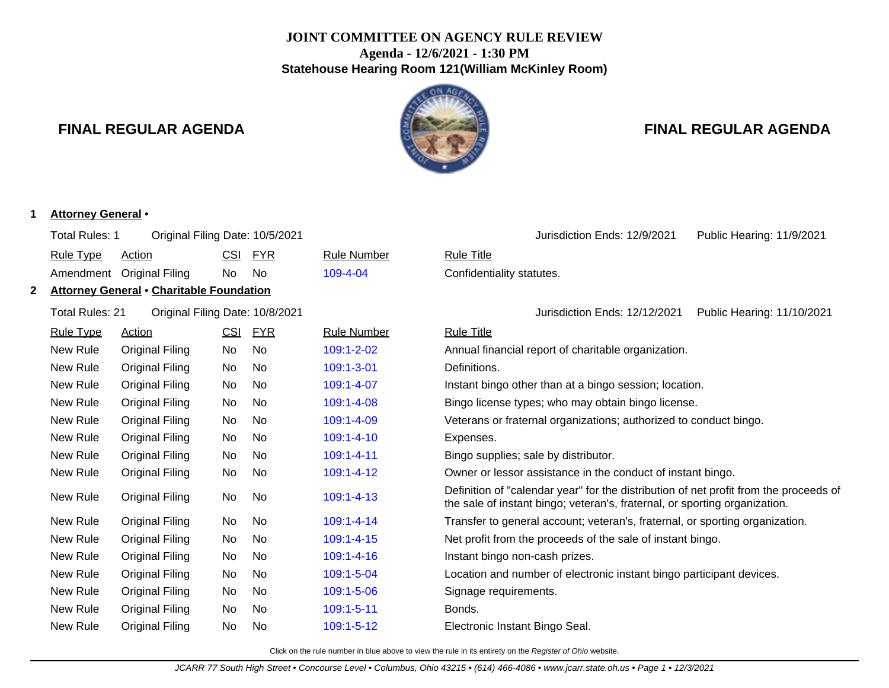# JOINT COMMITTEE ON AGENCY RULE REVIEW

**Agenda - 12/6/2021 - 1:30 PM**

**Statehouse Hearing Room 121(William McKinley Room)**

## FINAL REGULAR AGENDA

### 1 Attorney General •

Total Rules: 1 | Original Filing Date: 10/5/2021 | Jurisdiction Ends: 12/9/2021 | Public Hearing: 11/9/2021

| Rule Type | Action | CSI | FYR | Rule Number | Rule Title |
|---|---|---|---|---|---|
| Amendment | Original Filing | No | No | 109-4-04 | Confidentiality statutes. |

### 2 Attorney General • Charitable Foundation

Total Rules: 21 | Original Filing Date: 10/8/2021 | Jurisdiction Ends: 12/12/2021 | Public Hearing: 11/10/2021

| Rule Type | Action | CSI | FYR | Rule Number | Rule Title |
|---|---|---|---|---|---|
| New Rule | Original Filing | No | No | 109:1-2-02 | Annual financial report of charitable organization. |
| New Rule | Original Filing | No | No | 109:1-3-01 | Definitions. |
| New Rule | Original Filing | No | No | 109:1-4-07 | Instant bingo other than at a bingo session; location. |
| New Rule | Original Filing | No | No | 109:1-4-08 | Bingo license types; who may obtain bingo license. |
| New Rule | Original Filing | No | No | 109:1-4-09 | Veterans or fraternal organizations; authorized to conduct bingo. |
| New Rule | Original Filing | No | No | 109:1-4-10 | Expenses. |
| New Rule | Original Filing | No | No | 109:1-4-11 | Bingo supplies; sale by distributor. |
| New Rule | Original Filing | No | No | 109:1-4-12 | Owner or lessor assistance in the conduct of instant bingo. |
| New Rule | Original Filing | No | No | 109:1-4-13 | Definition of "calendar year" for the distribution of net profit from the proceeds of the sale of instant bingo; veteran's, fraternal, or sporting organization. |
| New Rule | Original Filing | No | No | 109:1-4-14 | Transfer to general account; veteran's, fraternal, or sporting organization. |
| New Rule | Original Filing | No | No | 109:1-4-15 | Net profit from the proceeds of the sale of instant bingo. |
| New Rule | Original Filing | No | No | 109:1-4-16 | Instant bingo non-cash prizes. |
| New Rule | Original Filing | No | No | 109:1-5-04 | Location and number of electronic instant bingo participant devices. |
| New Rule | Original Filing | No | No | 109:1-5-06 | Signage requirements. |
| New Rule | Original Filing | No | No | 109:1-5-11 | Bonds. |
| New Rule | Original Filing | No | No | 109:1-5-12 | Electronic Instant Bingo Seal. |

Click on the rule number in blue above to view the rule in its entirety on the *Register of Ohio* website.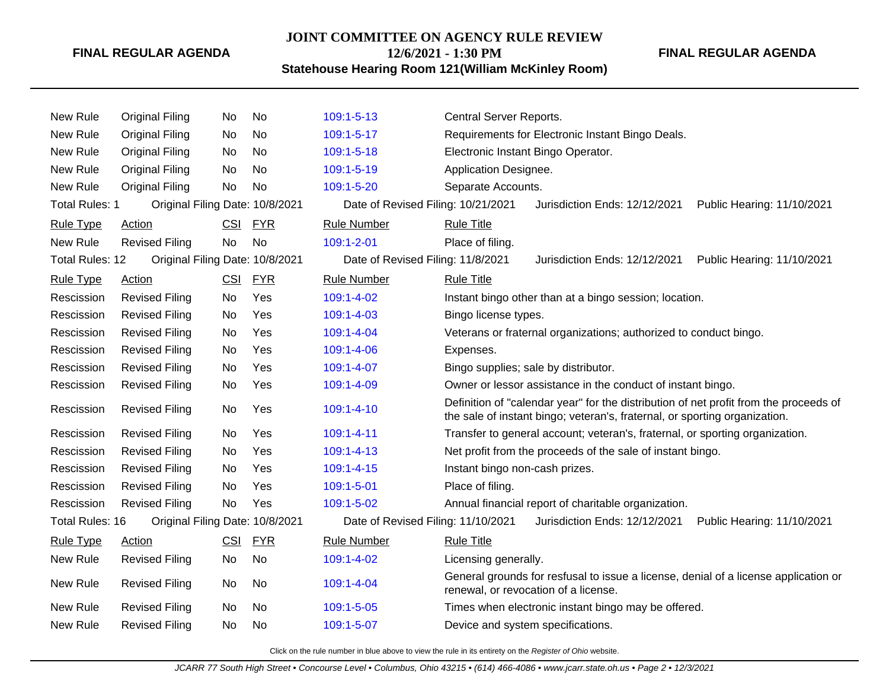| Rule Type | Action | CSI | FYR | Rule Number | Rule Title |
|---|---|---|---|---|---|
| New Rule | Original Filing | No | No | 109:1-5-13 | Central Server Reports. |
| New Rule | Original Filing | No | No | 109:1-5-17 | Requirements for Electronic Instant Bingo Deals. |
| New Rule | Original Filing | No | No | 109:1-5-18 | Electronic Instant Bingo Operator. |
| New Rule | Original Filing | No | No | 109:1-5-19 | Application Designee. |
| New Rule | Original Filing | No | No | 109:1-5-20 | Separate Accounts. |

Total Rules: 1 Original Filing Date: 10/8/2021 Date of Revised Filing: 10/21/2021 Jurisdiction Ends: 12/12/2021 Public Hearing: 11/10/2021

| Rule Type | Action | CSI | FYR | Rule Number | Rule Title |
|---|---|---|---|---|---|
| New Rule | Revised Filing | No | No | 109:1-2-01 | Place of filing. |

Total Rules: 12 Original Filing Date: 10/8/2021 Date of Revised Filing: 11/8/2021 Jurisdiction Ends: 12/12/2021 Public Hearing: 11/10/2021

| Rule Type | Action | CSI | FYR | Rule Number | Rule Title |
|---|---|---|---|---|---|
| Rescission | Revised Filing | No | Yes | 109:1-4-02 | Instant bingo other than at a bingo session; location. |
| Rescission | Revised Filing | No | Yes | 109:1-4-03 | Bingo license types. |
| Rescission | Revised Filing | No | Yes | 109:1-4-04 | Veterans or fraternal organizations; authorized to conduct bingo. |
| Rescission | Revised Filing | No | Yes | 109:1-4-06 | Expenses. |
| Rescission | Revised Filing | No | Yes | 109:1-4-07 | Bingo supplies; sale by distributor. |
| Rescission | Revised Filing | No | Yes | 109:1-4-09 | Owner or lessor assistance in the conduct of instant bingo. |
| Rescission | Revised Filing | No | Yes | 109:1-4-10 | Definition of "calendar year" for the distribution of net profit from the proceeds of the sale of instant bingo; veteran's, fraternal, or sporting organization. |
| Rescission | Revised Filing | No | Yes | 109:1-4-11 | Transfer to general account; veteran's, fraternal, or sporting organization. |
| Rescission | Revised Filing | No | Yes | 109:1-4-13 | Net profit from the proceeds of the sale of instant bingo. |
| Rescission | Revised Filing | No | Yes | 109:1-4-15 | Instant bingo non-cash prizes. |
| Rescission | Revised Filing | No | Yes | 109:1-5-01 | Place of filing. |
| Rescission | Revised Filing | No | Yes | 109:1-5-02 | Annual financial report of charitable organization. |

Total Rules: 16 Original Filing Date: 10/8/2021 Date of Revised Filing: 11/10/2021 Jurisdiction Ends: 12/12/2021 Public Hearing: 11/10/2021

| Rule Type | Action | CSI | FYR | Rule Number | Rule Title |
|---|---|---|---|---|---|
| New Rule | Revised Filing | No | No | 109:1-4-02 | Licensing generally. |
| New Rule | Revised Filing | No | No | 109:1-4-04 | General grounds for resfusal to issue a license, denial of a license application or renewal, or revocation of a license. |
| New Rule | Revised Filing | No | No | 109:1-5-05 | Times when electronic instant bingo may be offered. |
| New Rule | Revised Filing | No | No | 109:1-5-07 | Device and system specifications. |

Click on the rule number in blue above to view the rule in its entirety on the *Register of Ohio* website.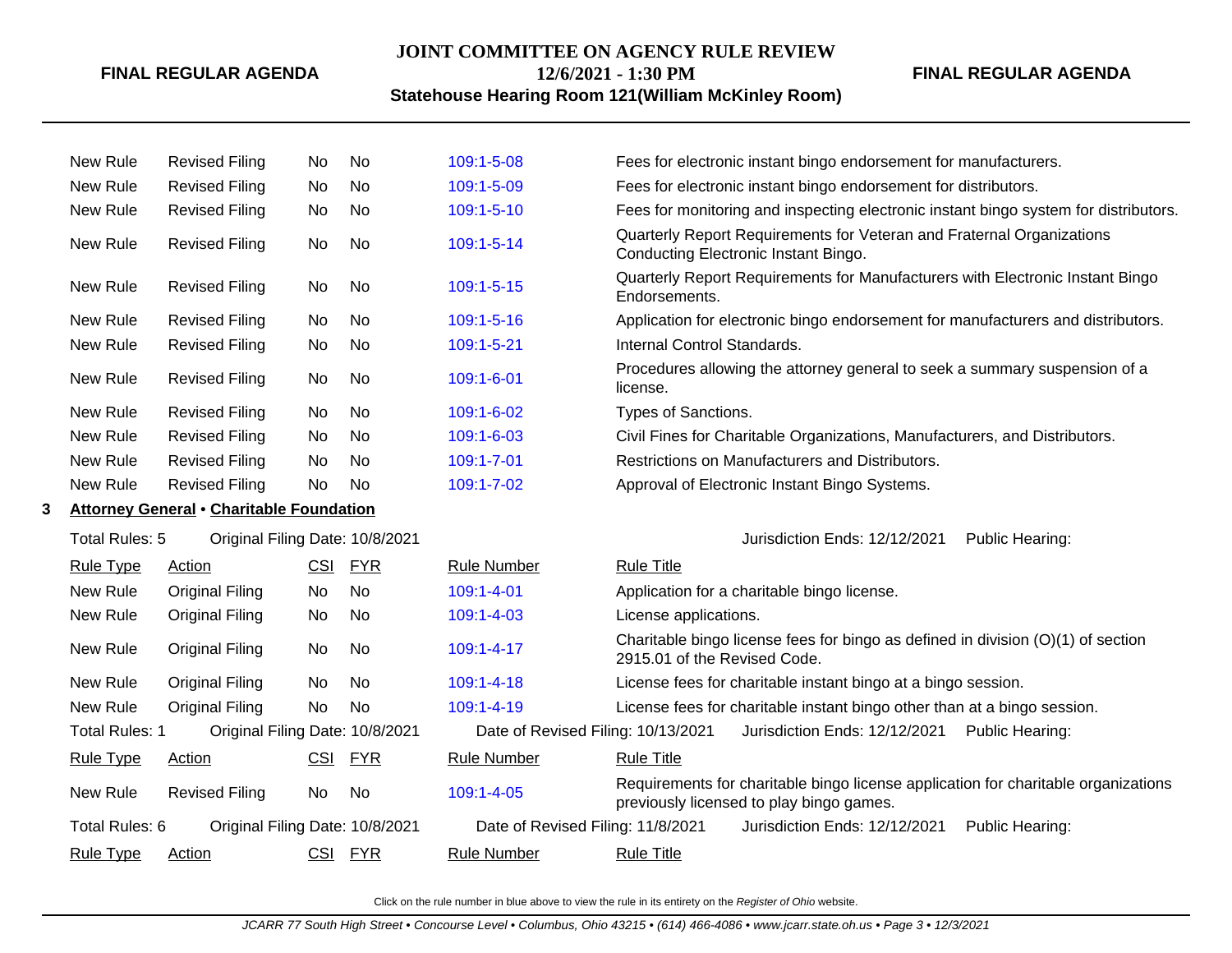| Rule Type | Action | CSI | FYR | Rule Number | Rule Title |
|---|---|---|---|---|---|
| New Rule | Revised Filing | No | No | 109:1-5-08 | Fees for electronic instant bingo endorsement for manufacturers. |
| New Rule | Revised Filing | No | No | 109:1-5-09 | Fees for electronic instant bingo endorsement for distributors. |
| New Rule | Revised Filing | No | No | 109:1-5-10 | Fees for monitoring and inspecting electronic instant bingo system for distributors. |
| New Rule | Revised Filing | No | No | 109:1-5-14 | Quarterly Report Requirements for Veteran and Fraternal Organizations Conducting Electronic Instant Bingo. |
| New Rule | Revised Filing | No | No | 109:1-5-15 | Quarterly Report Requirements for Manufacturers with Electronic Instant Bingo Endorsements. |
| New Rule | Revised Filing | No | No | 109:1-5-16 | Application for electronic bingo endorsement for manufacturers and distributors. |
| New Rule | Revised Filing | No | No | 109:1-5-21 | Internal Control Standards. |
| New Rule | Revised Filing | No | No | 109:1-6-01 | Procedures allowing the attorney general to seek a summary suspension of a license. |
| New Rule | Revised Filing | No | No | 109:1-6-02 | Types of Sanctions. |
| New Rule | Revised Filing | No | No | 109:1-6-03 | Civil Fines for Charitable Organizations, Manufacturers, and Distributors. |
| New Rule | Revised Filing | No | No | 109:1-7-01 | Restrictions on Manufacturers and Distributors. |
| New Rule | Revised Filing | No | No | 109:1-7-02 | Approval of Electronic Instant Bingo Systems. |

**3 Attorney General • Charitable Foundation**

Total Rules: 5 Original Filing Date: 10/8/2021 Jurisdiction Ends: 12/12/2021 Public Hearing:

| Rule Type | Action | CSI | FYR | Rule Number | Rule Title |
|---|---|---|---|---|---|
| New Rule | Original Filing | No | No | 109:1-4-01 | Application for a charitable bingo license. |
| New Rule | Original Filing | No | No | 109:1-4-03 | License applications. |
| New Rule | Original Filing | No | No | 109:1-4-17 | Charitable bingo license fees for bingo as defined in division (O)(1) of section 2915.01 of the Revised Code. |
| New Rule | Original Filing | No | No | 109:1-4-18 | License fees for charitable instant bingo at a bingo session. |
| New Rule | Original Filing | No | No | 109:1-4-19 | License fees for charitable instant bingo other than at a bingo session. |

Total Rules: 1 Original Filing Date: 10/8/2021 Date of Revised Filing: 10/13/2021 Jurisdiction Ends: 12/12/2021 Public Hearing:

| Rule Type | Action | CSI | FYR | Rule Number | Rule Title |
|---|---|---|---|---|---|
| New Rule | Revised Filing | No | No | 109:1-4-05 | Requirements for charitable bingo license application for charitable organizations previously licensed to play bingo games. |

Total Rules: 6 Original Filing Date: 10/8/2021 Date of Revised Filing: 11/8/2021 Jurisdiction Ends: 12/12/2021 Public Hearing:

| Rule Type | Action | CSI | FYR | Rule Number | Rule Title |
|---|---|---|---|---|---|

Click on the rule number in blue above to view the rule in its entirety on the *Register of Ohio* website.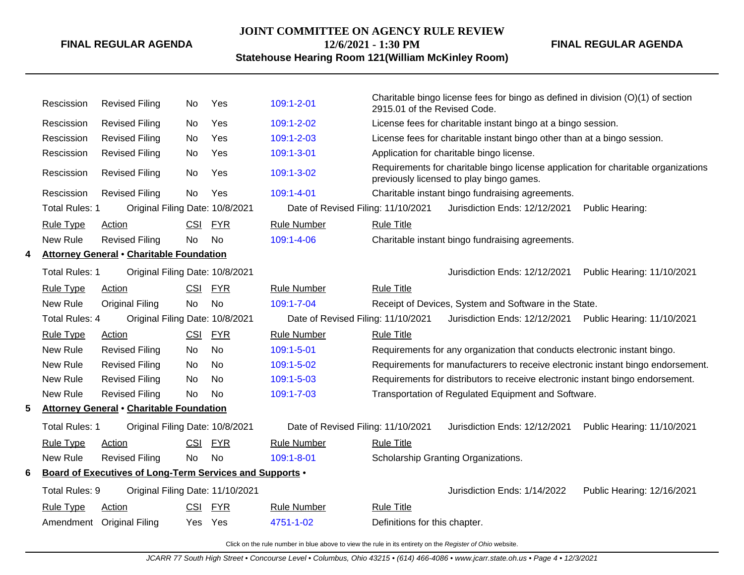| Rule Type | Action | CSI | FYR | Rule Number | Rule Title |
|---|---|---|---|---|---|
| Rescission | Revised Filing | No | Yes | 109:1-2-01 | Charitable bingo license fees for bingo as defined in division (O)(1) of section 2915.01 of the Revised Code. |
| Rescission | Revised Filing | No | Yes | 109:1-2-02 | License fees for charitable instant bingo at a bingo session. |
| Rescission | Revised Filing | No | Yes | 109:1-2-03 | License fees for charitable instant bingo other than at a bingo session. |
| Rescission | Revised Filing | No | Yes | 109:1-3-01 | Application for charitable bingo license. |
| Rescission | Revised Filing | No | Yes | 109:1-3-02 | Requirements for charitable bingo license application for charitable organizations previously licensed to play bingo games. |
| Rescission | Revised Filing | No | Yes | 109:1-4-01 | Charitable instant bingo fundraising agreements. |

Total Rules: 1 | Original Filing Date: 10/8/2021 | Date of Revised Filing: 11/10/2021 | Jurisdiction Ends: 12/12/2021 | Public Hearing:

| Rule Type | Action | CSI | FYR | Rule Number | Rule Title |
|---|---|---|---|---|---|
| New Rule | Revised Filing | No | No | 109:1-4-06 | Charitable instant bingo fundraising agreements. |

## 4 Attorney General • Charitable Foundation

Total Rules: 1 | Original Filing Date: 10/8/2021 | Jurisdiction Ends: 12/12/2021 | Public Hearing: 11/10/2021

| Rule Type | Action | CSI | FYR | Rule Number | Rule Title |
|---|---|---|---|---|---|
| New Rule | Original Filing | No | No | 109:1-7-04 | Receipt of Devices, System and Software in the State. |

Total Rules: 4 | Original Filing Date: 10/8/2021 | Date of Revised Filing: 11/10/2021 | Jurisdiction Ends: 12/12/2021 | Public Hearing: 11/10/2021

| Rule Type | Action | CSI | FYR | Rule Number | Rule Title |
|---|---|---|---|---|---|
| New Rule | Revised Filing | No | No | 109:1-5-01 | Requirements for any organization that conducts electronic instant bingo. |
| New Rule | Revised Filing | No | No | 109:1-5-02 | Requirements for manufacturers to receive electronic instant bingo endorsement. |
| New Rule | Revised Filing | No | No | 109:1-5-03 | Requirements for distributors to receive electronic instant bingo endorsement. |
| New Rule | Revised Filing | No | No | 109:1-7-03 | Transportation of Regulated Equipment and Software. |

## 5 Attorney General • Charitable Foundation

Total Rules: 1 | Original Filing Date: 10/8/2021 | Date of Revised Filing: 11/10/2021 | Jurisdiction Ends: 12/12/2021 | Public Hearing: 11/10/2021

| Rule Type | Action | CSI | FYR | Rule Number | Rule Title |
|---|---|---|---|---|---|
| New Rule | Revised Filing | No | No | 109:1-8-01 | Scholarship Granting Organizations. |

## 6 Board of Executives of Long-Term Services and Supports •

Total Rules: 9 | Original Filing Date: 11/10/2021 | Jurisdiction Ends: 1/14/2022 | Public Hearing: 12/16/2021

| Rule Type | Action | CSI | FYR | Rule Number | Rule Title |
|---|---|---|---|---|---|
| Amendment | Original Filing | Yes | Yes | 4751-1-02 | Definitions for this chapter. |

Click on the rule number in blue above to view the rule in its entirety on the *Register of Ohio* website.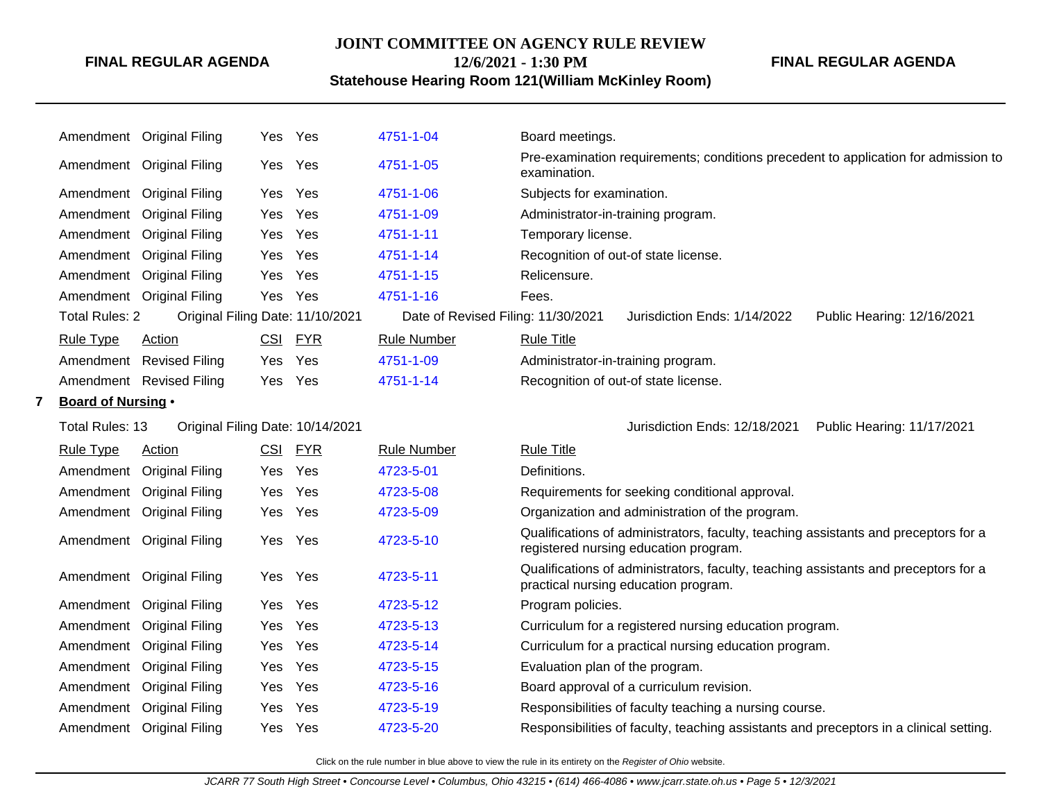| Rule Type | Action | CSI | FYR | Rule Number | Rule Title |
|---|---|---|---|---|---|
| Amendment | Original Filing | Yes | Yes | 4751-1-04 | Board meetings. |
| Amendment | Original Filing | Yes | Yes | 4751-1-05 | Pre-examination requirements; conditions precedent to application for admission to examination. |
| Amendment | Original Filing | Yes | Yes | 4751-1-06 | Subjects for examination. |
| Amendment | Original Filing | Yes | Yes | 4751-1-09 | Administrator-in-training program. |
| Amendment | Original Filing | Yes | Yes | 4751-1-11 | Temporary license. |
| Amendment | Original Filing | Yes | Yes | 4751-1-14 | Recognition of out-of state license. |
| Amendment | Original Filing | Yes | Yes | 4751-1-15 | Relicensure. |
| Amendment | Original Filing | Yes | Yes | 4751-1-16 | Fees. |

Total Rules: 2 Original Filing Date: 11/10/2021 Date of Revised Filing: 11/30/2021 Jurisdiction Ends: 1/14/2022 Public Hearing: 12/16/2021

| Rule Type | Action | CSI | FYR | Rule Number | Rule Title |
|---|---|---|---|---|---|
| Amendment | Revised Filing | Yes | Yes | 4751-1-09 | Administrator-in-training program. |
| Amendment | Revised Filing | Yes | Yes | 4751-1-14 | Recognition of out-of state license. |

**7 Board of Nursing** •

Total Rules: 13 Original Filing Date: 10/14/2021 Jurisdiction Ends: 12/18/2021 Public Hearing: 11/17/2021

| Rule Type | Action | CSI | FYR | Rule Number | Rule Title |
|---|---|---|---|---|---|
| Amendment | Original Filing | Yes | Yes | 4723-5-01 | Definitions. |
| Amendment | Original Filing | Yes | Yes | 4723-5-08 | Requirements for seeking conditional approval. |
| Amendment | Original Filing | Yes | Yes | 4723-5-09 | Organization and administration of the program. |
| Amendment | Original Filing | Yes | Yes | 4723-5-10 | Qualifications of administrators, faculty, teaching assistants and preceptors for a registered nursing education program. |
| Amendment | Original Filing | Yes | Yes | 4723-5-11 | Qualifications of administrators, faculty, teaching assistants and preceptors for a practical nursing education program. |
| Amendment | Original Filing | Yes | Yes | 4723-5-12 | Program policies. |
| Amendment | Original Filing | Yes | Yes | 4723-5-13 | Curriculum for a registered nursing education program. |
| Amendment | Original Filing | Yes | Yes | 4723-5-14 | Curriculum for a practical nursing education program. |
| Amendment | Original Filing | Yes | Yes | 4723-5-15 | Evaluation plan of the program. |
| Amendment | Original Filing | Yes | Yes | 4723-5-16 | Board approval of a curriculum revision. |
| Amendment | Original Filing | Yes | Yes | 4723-5-19 | Responsibilities of faculty teaching a nursing course. |
| Amendment | Original Filing | Yes | Yes | 4723-5-20 | Responsibilities of faculty, teaching assistants and preceptors in a clinical setting. |

Click on the rule number in blue above to view the rule in its entirety on the *Register of Ohio* website.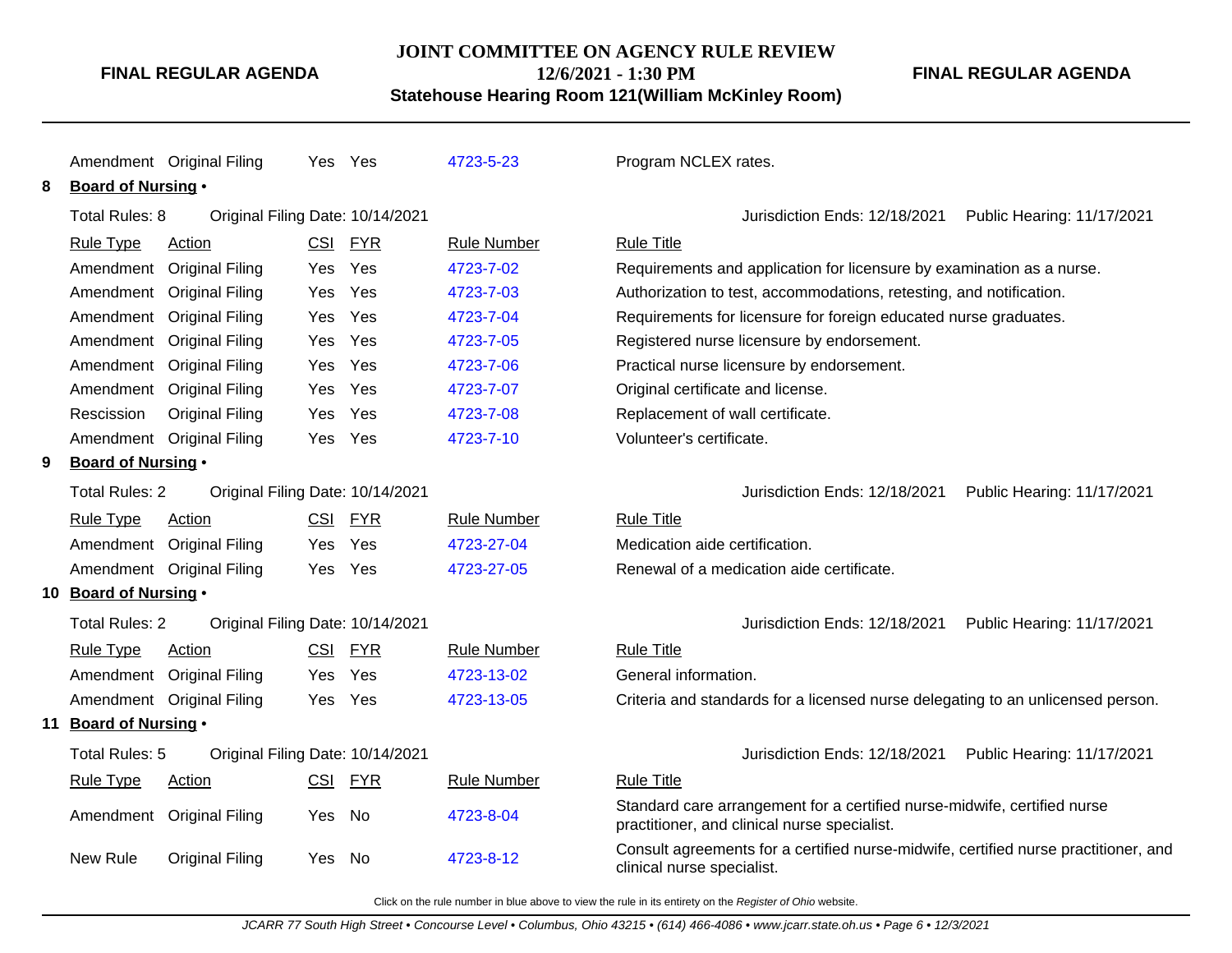| Rule Type | Action | CSI | FYR | Rule Number | Rule Title |
|---|---|---|---|---|---|
| Amendment | Original Filing | Yes | Yes | 4723-5-23 | Program NCLEX rates. |

**8 Board of Nursing •**

Total Rules: 8 Original Filing Date: 10/14/2021 Jurisdiction Ends: 12/18/2021 Public Hearing: 11/17/2021

| Rule Type | Action | CSI | FYR | Rule Number | Rule Title |
|---|---|---|---|---|---|
| Amendment | Original Filing | Yes | Yes | 4723-7-02 | Requirements and application for licensure by examination as a nurse. |
| Amendment | Original Filing | Yes | Yes | 4723-7-03 | Authorization to test, accommodations, retesting, and notification. |
| Amendment | Original Filing | Yes | Yes | 4723-7-04 | Requirements for licensure for foreign educated nurse graduates. |
| Amendment | Original Filing | Yes | Yes | 4723-7-05 | Registered nurse licensure by endorsement. |
| Amendment | Original Filing | Yes | Yes | 4723-7-06 | Practical nurse licensure by endorsement. |
| Amendment | Original Filing | Yes | Yes | 4723-7-07 | Original certificate and license. |
| Rescission | Original Filing | Yes | Yes | 4723-7-08 | Replacement of wall certificate. |
| Amendment | Original Filing | Yes | Yes | 4723-7-10 | Volunteer's certificate. |

**9 Board of Nursing •**

Total Rules: 2 Original Filing Date: 10/14/2021 Jurisdiction Ends: 12/18/2021 Public Hearing: 11/17/2021

| Rule Type | Action | CSI | FYR | Rule Number | Rule Title |
|---|---|---|---|---|---|
| Amendment | Original Filing | Yes | Yes | 4723-27-04 | Medication aide certification. |
| Amendment | Original Filing | Yes | Yes | 4723-27-05 | Renewal of a medication aide certificate. |

**10 Board of Nursing •**

Total Rules: 2 Original Filing Date: 10/14/2021 Jurisdiction Ends: 12/18/2021 Public Hearing: 11/17/2021

| Rule Type | Action | CSI | FYR | Rule Number | Rule Title |
|---|---|---|---|---|---|
| Amendment | Original Filing | Yes | Yes | 4723-13-02 | General information. |
| Amendment | Original Filing | Yes | Yes | 4723-13-05 | Criteria and standards for a licensed nurse delegating to an unlicensed person. |

**11 Board of Nursing •**

Total Rules: 5 Original Filing Date: 10/14/2021 Jurisdiction Ends: 12/18/2021 Public Hearing: 11/17/2021

| Rule Type | Action | CSI | FYR | Rule Number | Rule Title |
|---|---|---|---|---|---|
| Amendment | Original Filing | Yes | No | 4723-8-04 | Standard care arrangement for a certified nurse-midwife, certified nurse practitioner, and clinical nurse specialist. |
| New Rule | Original Filing | Yes | No | 4723-8-12 | Consult agreements for a certified nurse-midwife, certified nurse practitioner, and clinical nurse specialist. |

Click on the rule number in blue above to view the rule in its entirety on the *Register of Ohio* website.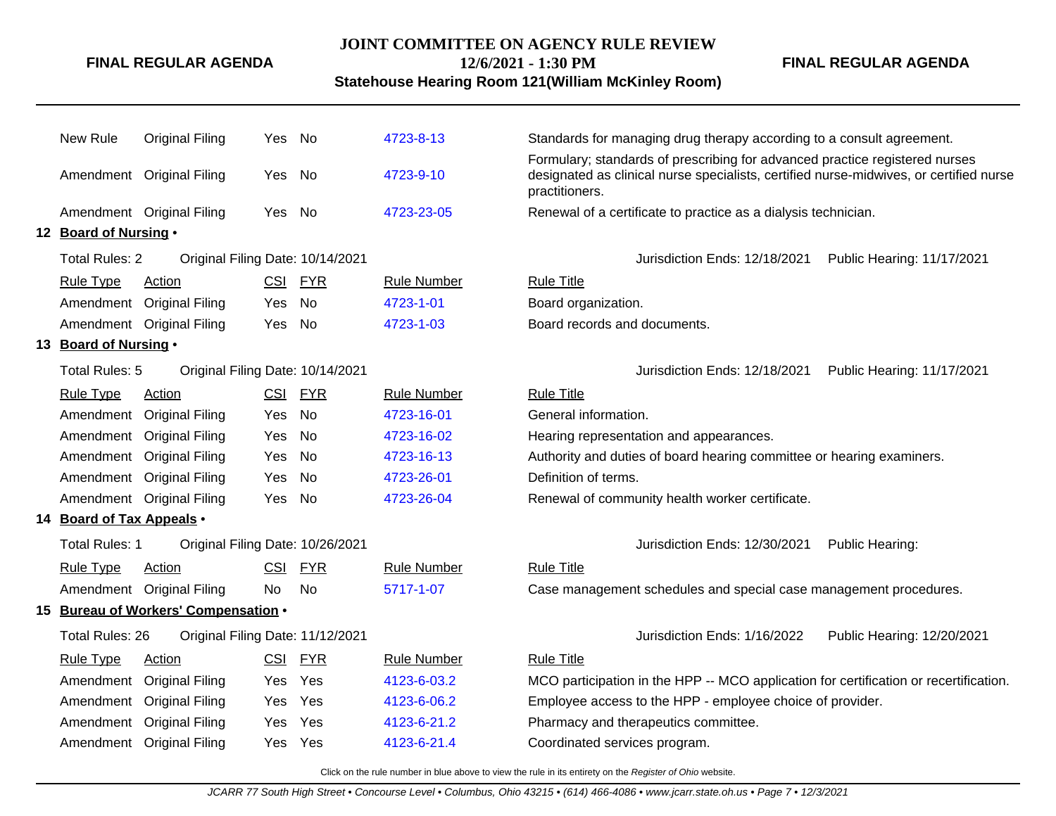| Rule Type | Action | CSI | FYR | Rule Number | Rule Title |
|---|---|---|---|---|---|
| New Rule | Original Filing | Yes | No | 4723-8-13 | Standards for managing drug therapy according to a consult agreement. |
| Amendment | Original Filing | Yes | No | 4723-9-10 | Formulary; standards of prescribing for advanced practice registered nurses designated as clinical nurse specialists, certified nurse-midwives, or certified nurse practitioners. |
| Amendment | Original Filing | Yes | No | 4723-23-05 | Renewal of a certificate to practice as a dialysis technician. |

## 12 Board of Nursing •

Total Rules: 2 — Original Filing Date: 10/14/2021 — Jurisdiction Ends: 12/18/2021 — Public Hearing: 11/17/2021

| Rule Type | Action | CSI | FYR | Rule Number | Rule Title |
|---|---|---|---|---|---|
| Amendment | Original Filing | Yes | No | 4723-1-01 | Board organization. |
| Amendment | Original Filing | Yes | No | 4723-1-03 | Board records and documents. |

## 13 Board of Nursing •

Total Rules: 5 — Original Filing Date: 10/14/2021 — Jurisdiction Ends: 12/18/2021 — Public Hearing: 11/17/2021

| Rule Type | Action | CSI | FYR | Rule Number | Rule Title |
|---|---|---|---|---|---|
| Amendment | Original Filing | Yes | No | 4723-16-01 | General information. |
| Amendment | Original Filing | Yes | No | 4723-16-02 | Hearing representation and appearances. |
| Amendment | Original Filing | Yes | No | 4723-16-13 | Authority and duties of board hearing committee or hearing examiners. |
| Amendment | Original Filing | Yes | No | 4723-26-01 | Definition of terms. |
| Amendment | Original Filing | Yes | No | 4723-26-04 | Renewal of community health worker certificate. |

## 14 Board of Tax Appeals •

Total Rules: 1 — Original Filing Date: 10/26/2021 — Jurisdiction Ends: 12/30/2021 — Public Hearing:

| Rule Type | Action | CSI | FYR | Rule Number | Rule Title |
|---|---|---|---|---|---|
| Amendment | Original Filing | No | No | 5717-1-07 | Case management schedules and special case management procedures. |

## 15 Bureau of Workers' Compensation •

Total Rules: 26 — Original Filing Date: 11/12/2021 — Jurisdiction Ends: 1/16/2022 — Public Hearing: 12/20/2021

| Rule Type | Action | CSI | FYR | Rule Number | Rule Title |
|---|---|---|---|---|---|
| Amendment | Original Filing | Yes | Yes | 4123-6-03.2 | MCO participation in the HPP -- MCO application for certification or recertification. |
| Amendment | Original Filing | Yes | Yes | 4123-6-06.2 | Employee access to the HPP - employee choice of provider. |
| Amendment | Original Filing | Yes | Yes | 4123-6-21.2 | Pharmacy and therapeutics committee. |
| Amendment | Original Filing | Yes | Yes | 4123-6-21.4 | Coordinated services program. |

Click on the rule number in blue above to view the rule in its entirety on the *Register of Ohio* website.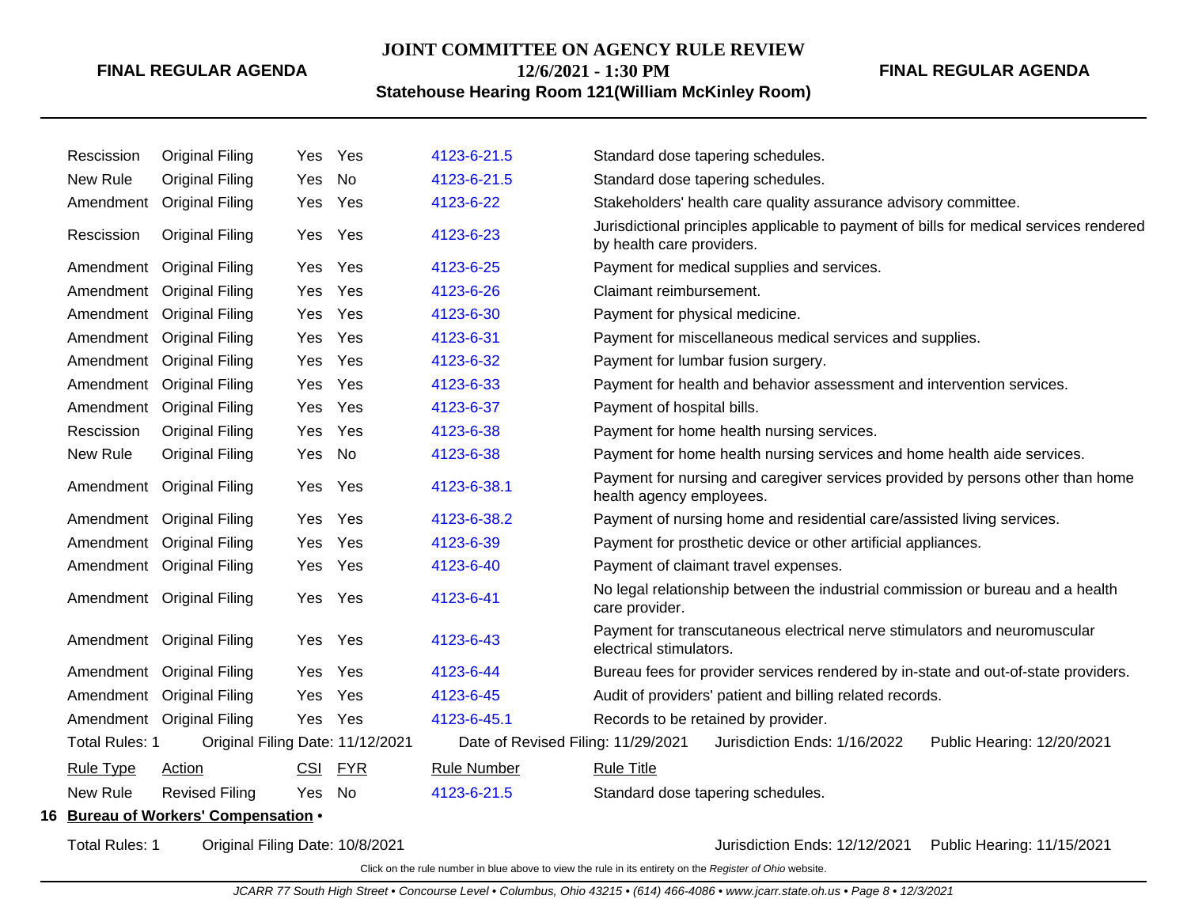| Rule Type | Action | CSI | FYR | Rule Number | Rule Title |
|---|---|---|---|---|---|
| Rescission | Original Filing | Yes | Yes | 4123-6-21.5 | Standard dose tapering schedules. |
| New Rule | Original Filing | Yes | No | 4123-6-21.5 | Standard dose tapering schedules. |
| Amendment | Original Filing | Yes | Yes | 4123-6-22 | Stakeholders' health care quality assurance advisory committee. |
| Rescission | Original Filing | Yes | Yes | 4123-6-23 | Jurisdictional principles applicable to payment of bills for medical services rendered by health care providers. |
| Amendment | Original Filing | Yes | Yes | 4123-6-25 | Payment for medical supplies and services. |
| Amendment | Original Filing | Yes | Yes | 4123-6-26 | Claimant reimbursement. |
| Amendment | Original Filing | Yes | Yes | 4123-6-30 | Payment for physical medicine. |
| Amendment | Original Filing | Yes | Yes | 4123-6-31 | Payment for miscellaneous medical services and supplies. |
| Amendment | Original Filing | Yes | Yes | 4123-6-32 | Payment for lumbar fusion surgery. |
| Amendment | Original Filing | Yes | Yes | 4123-6-33 | Payment for health and behavior assessment and intervention services. |
| Amendment | Original Filing | Yes | Yes | 4123-6-37 | Payment of hospital bills. |
| Rescission | Original Filing | Yes | Yes | 4123-6-38 | Payment for home health nursing services. |
| New Rule | Original Filing | Yes | No | 4123-6-38 | Payment for home health nursing services and home health aide services. |
| Amendment | Original Filing | Yes | Yes | 4123-6-38.1 | Payment for nursing and caregiver services provided by persons other than home health agency employees. |
| Amendment | Original Filing | Yes | Yes | 4123-6-38.2 | Payment of nursing home and residential care/assisted living services. |
| Amendment | Original Filing | Yes | Yes | 4123-6-39 | Payment for prosthetic device or other artificial appliances. |
| Amendment | Original Filing | Yes | Yes | 4123-6-40 | Payment of claimant travel expenses. |
| Amendment | Original Filing | Yes | Yes | 4123-6-41 | No legal relationship between the industrial commission or bureau and a health care provider. |
| Amendment | Original Filing | Yes | Yes | 4123-6-43 | Payment for transcutaneous electrical nerve stimulators and neuromuscular electrical stimulators. |
| Amendment | Original Filing | Yes | Yes | 4123-6-44 | Bureau fees for provider services rendered by in-state and out-of-state providers. |
| Amendment | Original Filing | Yes | Yes | 4123-6-45 | Audit of providers' patient and billing related records. |
| Amendment | Original Filing | Yes | Yes | 4123-6-45.1 | Records to be retained by provider. |

Total Rules: 1 Original Filing Date: 11/12/2021 Date of Revised Filing: 11/29/2021 Jurisdiction Ends: 1/16/2022 Public Hearing: 12/20/2021

| Rule Type | Action | CSI | FYR | Rule Number | Rule Title |
|---|---|---|---|---|---|
| New Rule | Revised Filing | Yes | No | 4123-6-21.5 | Standard dose tapering schedules. |

**16 Bureau of Workers' Compensation •**

Total Rules: 1 Original Filing Date: 10/8/2021 Jurisdiction Ends: 12/12/2021 Public Hearing: 11/15/2021

Click on the rule number in blue above to view the rule in its entirety on the *Register of Ohio* website.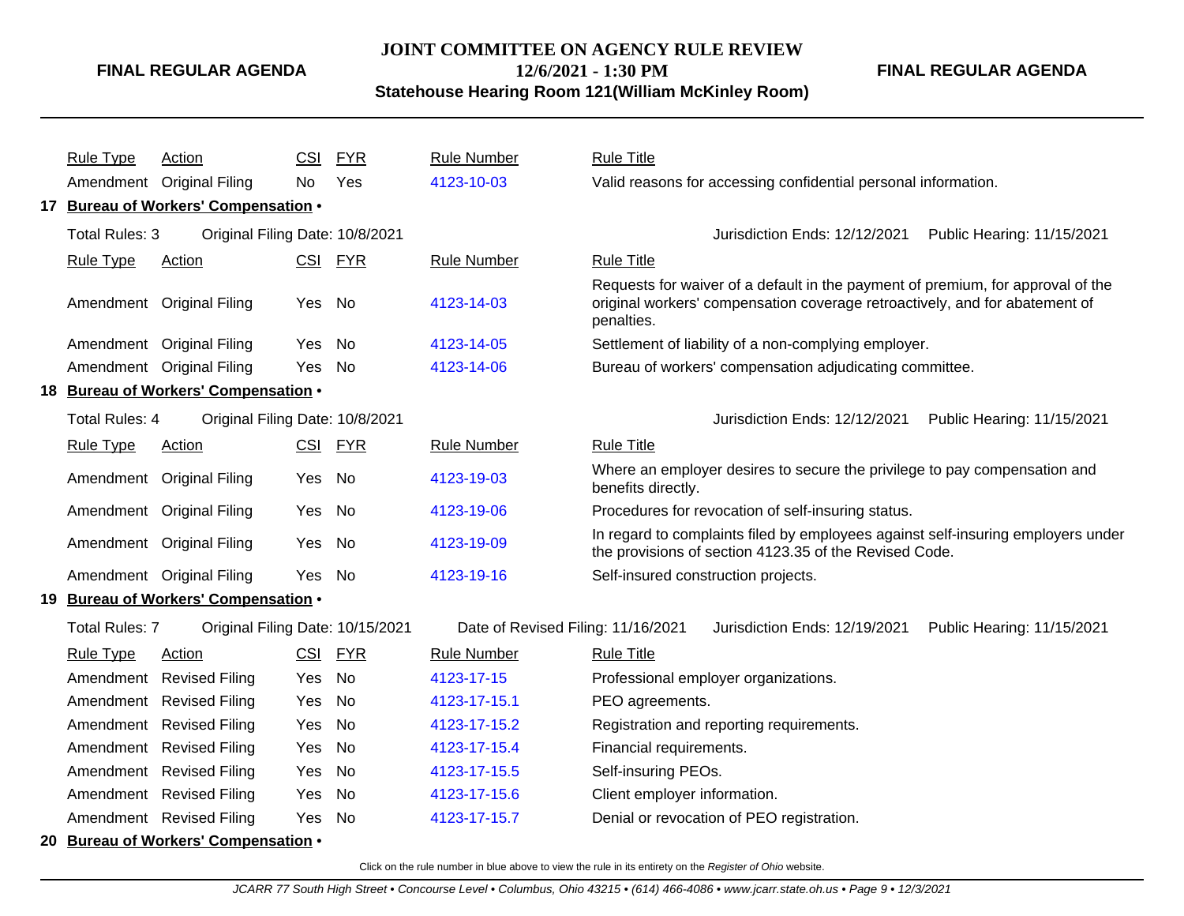| Rule Type | Action | CSI | FYR | Rule Number | Rule Title |
|---|---|---|---|---|---|
| Amendment | Original Filing | No | Yes | 4123-10-03 | Valid reasons for accessing confidential personal information. |

**17 Bureau of Workers' Compensation •**

Total Rules: 3 | Original Filing Date: 10/8/2021 | Jurisdiction Ends: 12/12/2021 | Public Hearing: 11/15/2021

| Rule Type | Action | CSI | FYR | Rule Number | Rule Title |
|---|---|---|---|---|---|
| Amendment | Original Filing | Yes | No | 4123-14-03 | Requests for waiver of a default in the payment of premium, for approval of the original workers' compensation coverage retroactively, and for abatement of penalties. |
| Amendment | Original Filing | Yes | No | 4123-14-05 | Settlement of liability of a non-complying employer. |
| Amendment | Original Filing | Yes | No | 4123-14-06 | Bureau of workers' compensation adjudicating committee. |

**18 Bureau of Workers' Compensation •**

Total Rules: 4 | Original Filing Date: 10/8/2021 | Jurisdiction Ends: 12/12/2021 | Public Hearing: 11/15/2021

| Rule Type | Action | CSI | FYR | Rule Number | Rule Title |
|---|---|---|---|---|---|
| Amendment | Original Filing | Yes | No | 4123-19-03 | Where an employer desires to secure the privilege to pay compensation and benefits directly. |
| Amendment | Original Filing | Yes | No | 4123-19-06 | Procedures for revocation of self-insuring status. |
| Amendment | Original Filing | Yes | No | 4123-19-09 | In regard to complaints filed by employees against self-insuring employers under the provisions of section 4123.35 of the Revised Code. |
| Amendment | Original Filing | Yes | No | 4123-19-16 | Self-insured construction projects. |

**19 Bureau of Workers' Compensation •**

Total Rules: 7 | Original Filing Date: 10/15/2021 | Date of Revised Filing: 11/16/2021 | Jurisdiction Ends: 12/19/2021 | Public Hearing: 11/15/2021

| Rule Type | Action | CSI | FYR | Rule Number | Rule Title |
|---|---|---|---|---|---|
| Amendment | Revised Filing | Yes | No | 4123-17-15 | Professional employer organizations. |
| Amendment | Revised Filing | Yes | No | 4123-17-15.1 | PEO agreements. |
| Amendment | Revised Filing | Yes | No | 4123-17-15.2 | Registration and reporting requirements. |
| Amendment | Revised Filing | Yes | No | 4123-17-15.4 | Financial requirements. |
| Amendment | Revised Filing | Yes | No | 4123-17-15.5 | Self-insuring PEOs. |
| Amendment | Revised Filing | Yes | No | 4123-17-15.6 | Client employer information. |
| Amendment | Revised Filing | Yes | No | 4123-17-15.7 | Denial or revocation of PEO registration. |

**20 Bureau of Workers' Compensation •**

Click on the rule number in blue above to view the rule in its entirety on the *Register of Ohio* website.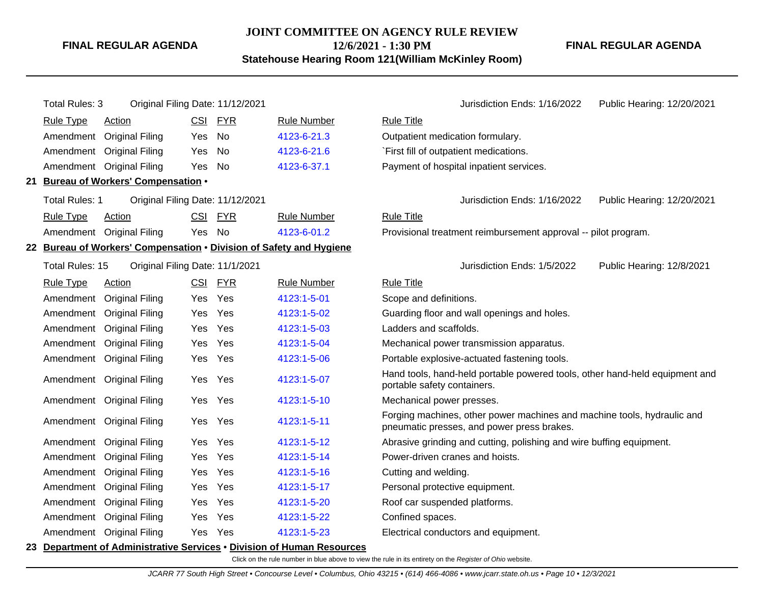Total Rules: 3 | Original Filing Date: 11/12/2021 | Jurisdiction Ends: 1/16/2022 | Public Hearing: 12/20/2021

| Rule Type | Action | CSI | FYR | Rule Number | Rule Title |
|---|---|---|---|---|---|
| Amendment | Original Filing | Yes | No | 4123-6-21.3 | Outpatient medication formulary. |
| Amendment | Original Filing | Yes | No | 4123-6-21.6 | `First fill of outpatient medications. |
| Amendment | Original Filing | Yes | No | 4123-6-37.1 | Payment of hospital inpatient services. |

## 21 Bureau of Workers' Compensation •

Total Rules: 1 | Original Filing Date: 11/12/2021 | Jurisdiction Ends: 1/16/2022 | Public Hearing: 12/20/2021

| Rule Type | Action | CSI | FYR | Rule Number | Rule Title |
|---|---|---|---|---|---|
| Amendment | Original Filing | Yes | No | 4123-6-01.2 | Provisional treatment reimbursement approval -- pilot program. |

## 22 Bureau of Workers' Compensation • Division of Safety and Hygiene

Total Rules: 15 | Original Filing Date: 11/1/2021 | Jurisdiction Ends: 1/5/2022 | Public Hearing: 12/8/2021

| Rule Type | Action | CSI | FYR | Rule Number | Rule Title |
|---|---|---|---|---|---|
| Amendment | Original Filing | Yes | Yes | 4123:1-5-01 | Scope and definitions. |
| Amendment | Original Filing | Yes | Yes | 4123:1-5-02 | Guarding floor and wall openings and holes. |
| Amendment | Original Filing | Yes | Yes | 4123:1-5-03 | Ladders and scaffolds. |
| Amendment | Original Filing | Yes | Yes | 4123:1-5-04 | Mechanical power transmission apparatus. |
| Amendment | Original Filing | Yes | Yes | 4123:1-5-06 | Portable explosive-actuated fastening tools. |
| Amendment | Original Filing | Yes | Yes | 4123:1-5-07 | Hand tools, hand-held portable powered tools, other hand-held equipment and portable safety containers. |
| Amendment | Original Filing | Yes | Yes | 4123:1-5-10 | Mechanical power presses. |
| Amendment | Original Filing | Yes | Yes | 4123:1-5-11 | Forging machines, other power machines and machine tools, hydraulic and pneumatic presses, and power press brakes. |
| Amendment | Original Filing | Yes | Yes | 4123:1-5-12 | Abrasive grinding and cutting, polishing and wire buffing equipment. |
| Amendment | Original Filing | Yes | Yes | 4123:1-5-14 | Power-driven cranes and hoists. |
| Amendment | Original Filing | Yes | Yes | 4123:1-5-16 | Cutting and welding. |
| Amendment | Original Filing | Yes | Yes | 4123:1-5-17 | Personal protective equipment. |
| Amendment | Original Filing | Yes | Yes | 4123:1-5-20 | Roof car suspended platforms. |
| Amendment | Original Filing | Yes | Yes | 4123:1-5-22 | Confined spaces. |
| Amendment | Original Filing | Yes | Yes | 4123:1-5-23 | Electrical conductors and equipment. |

## 23 Department of Administrative Services • Division of Human Resources

Click on the rule number in blue above to view the rule in its entirety on the *Register of Ohio* website.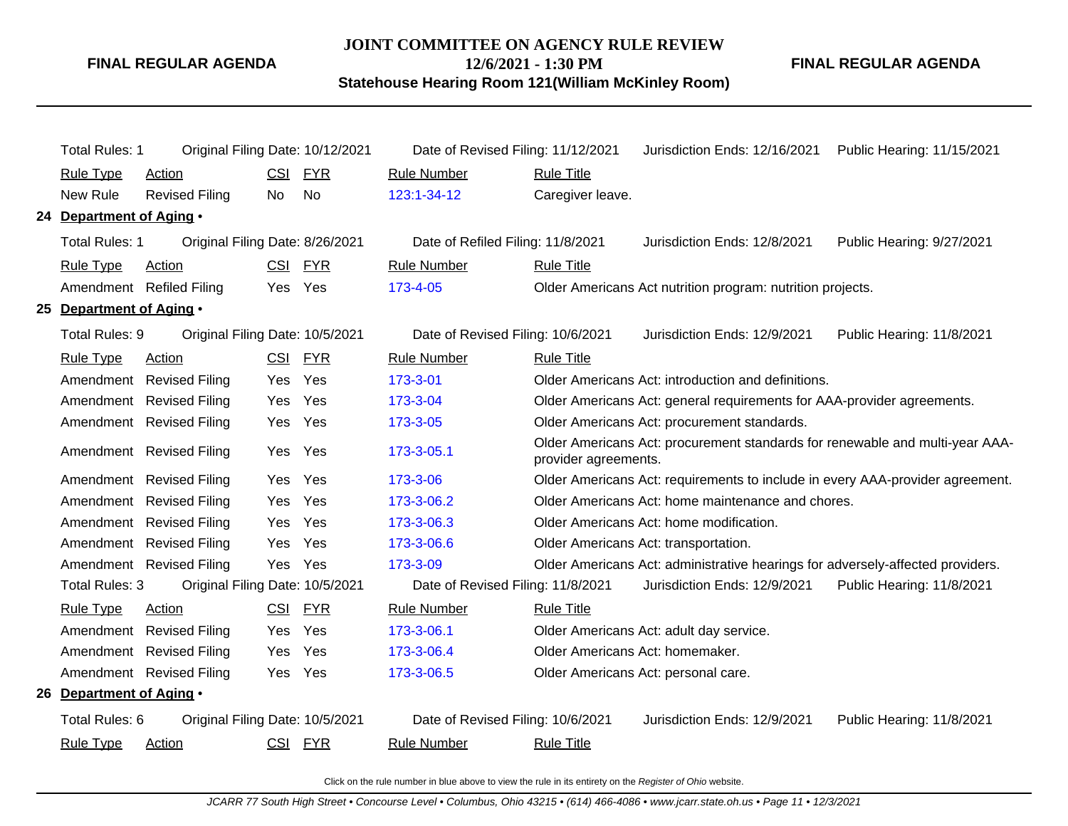Total Rules: 1 | Original Filing Date: 10/12/2021 | Date of Revised Filing: 11/12/2021 | Jurisdiction Ends: 12/16/2021 | Public Hearing: 11/15/2021

| Rule Type | Action | CSI | FYR | Rule Number | Rule Title |
|---|---|---|---|---|---|
| New Rule | Revised Filing | No | No | 123:1-34-12 | Caregiver leave. |

## 24 Department of Aging •

Total Rules: 1 | Original Filing Date: 8/26/2021 | Date of Refiled Filing: 11/8/2021 | Jurisdiction Ends: 12/8/2021 | Public Hearing: 9/27/2021

| Rule Type | Action | CSI | FYR | Rule Number | Rule Title |
|---|---|---|---|---|---|
| Amendment | Refiled Filing | Yes | Yes | 173-4-05 | Older Americans Act nutrition program: nutrition projects. |

## 25 Department of Aging •

Total Rules: 9 | Original Filing Date: 10/5/2021 | Date of Revised Filing: 10/6/2021 | Jurisdiction Ends: 12/9/2021 | Public Hearing: 11/8/2021

| Rule Type | Action | CSI | FYR | Rule Number | Rule Title |
|---|---|---|---|---|---|
| Amendment | Revised Filing | Yes | Yes | 173-3-01 | Older Americans Act: introduction and definitions. |
| Amendment | Revised Filing | Yes | Yes | 173-3-04 | Older Americans Act: general requirements for AAA-provider agreements. |
| Amendment | Revised Filing | Yes | Yes | 173-3-05 | Older Americans Act: procurement standards. |
| Amendment | Revised Filing | Yes | Yes | 173-3-05.1 | Older Americans Act: procurement standards for renewable and multi-year AAA-provider agreements. |
| Amendment | Revised Filing | Yes | Yes | 173-3-06 | Older Americans Act: requirements to include in every AAA-provider agreement. |
| Amendment | Revised Filing | Yes | Yes | 173-3-06.2 | Older Americans Act: home maintenance and chores. |
| Amendment | Revised Filing | Yes | Yes | 173-3-06.3 | Older Americans Act: home modification. |
| Amendment | Revised Filing | Yes | Yes | 173-3-06.6 | Older Americans Act: transportation. |
| Amendment | Revised Filing | Yes | Yes | 173-3-09 | Older Americans Act: administrative hearings for adversely-affected providers. |

Total Rules: 3 | Original Filing Date: 10/5/2021 | Date of Revised Filing: 11/8/2021 | Jurisdiction Ends: 12/9/2021 | Public Hearing: 11/8/2021

| Rule Type | Action | CSI | FYR | Rule Number | Rule Title |
|---|---|---|---|---|---|
| Amendment | Revised Filing | Yes | Yes | 173-3-06.1 | Older Americans Act: adult day service. |
| Amendment | Revised Filing | Yes | Yes | 173-3-06.4 | Older Americans Act: homemaker. |
| Amendment | Revised Filing | Yes | Yes | 173-3-06.5 | Older Americans Act: personal care. |

## 26 Department of Aging •

Total Rules: 6 | Original Filing Date: 10/5/2021 | Date of Revised Filing: 10/6/2021 | Jurisdiction Ends: 12/9/2021 | Public Hearing: 11/8/2021

| Rule Type | Action | CSI | FYR | Rule Number | Rule Title |
|---|---|---|---|---|---|

Click on the rule number in blue above to view the rule in its entirety on the *Register of Ohio* website.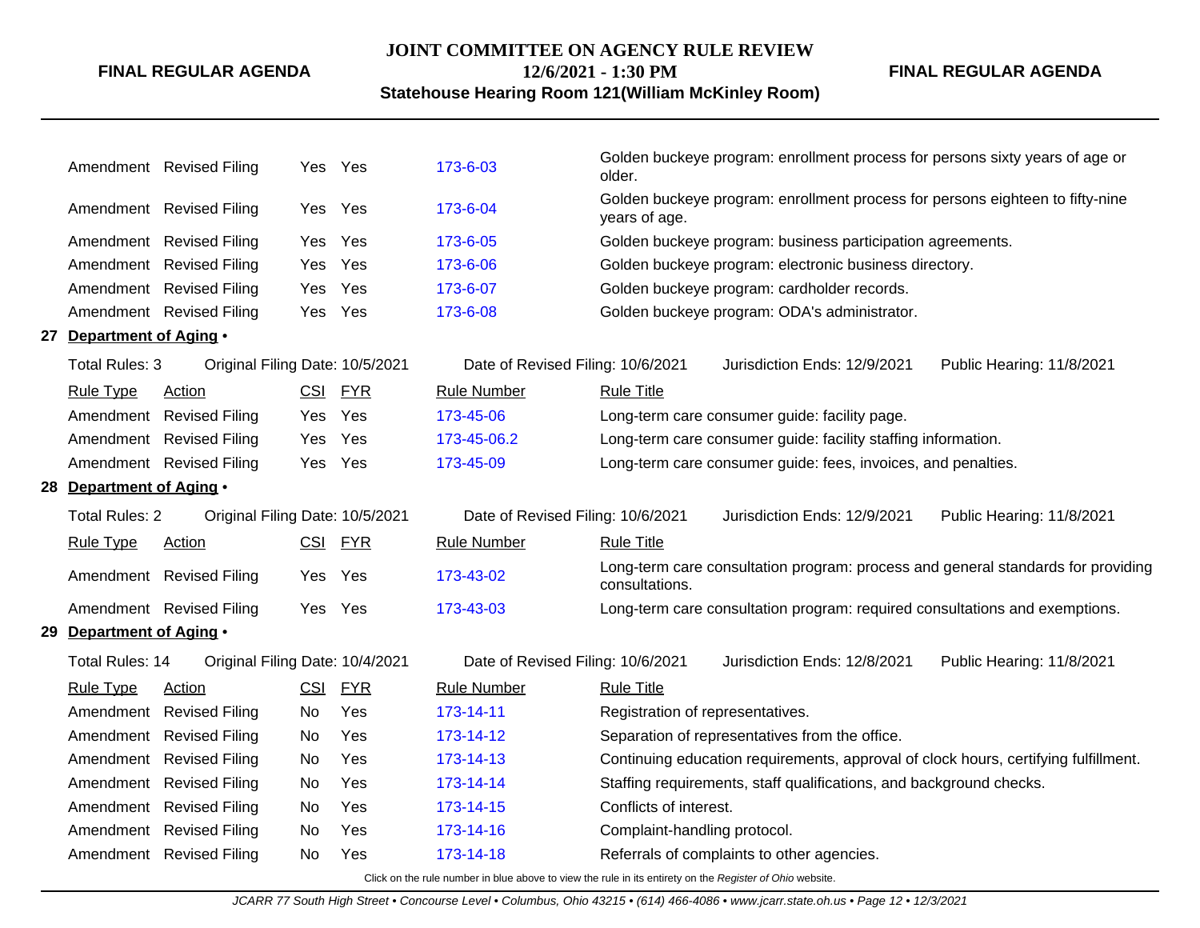| Rule Type | Action | CSI | FYR | Rule Number | Rule Title |
|---|---|---|---|---|---|
| Amendment | Revised Filing | Yes | Yes | 173-6-03 | Golden buckeye program: enrollment process for persons sixty years of age or older. |
| Amendment | Revised Filing | Yes | Yes | 173-6-04 | Golden buckeye program: enrollment process for persons eighteen to fifty-nine years of age. |
| Amendment | Revised Filing | Yes | Yes | 173-6-05 | Golden buckeye program: business participation agreements. |
| Amendment | Revised Filing | Yes | Yes | 173-6-06 | Golden buckeye program: electronic business directory. |
| Amendment | Revised Filing | Yes | Yes | 173-6-07 | Golden buckeye program: cardholder records. |
| Amendment | Revised Filing | Yes | Yes | 173-6-08 | Golden buckeye program: ODA's administrator. |

**27 Department of Aging •**

Total Rules: 3 | Original Filing Date: 10/5/2021 | Date of Revised Filing: 10/6/2021 | Jurisdiction Ends: 12/9/2021 | Public Hearing: 11/8/2021

| Rule Type | Action | CSI | FYR | Rule Number | Rule Title |
|---|---|---|---|---|---|
| Amendment | Revised Filing | Yes | Yes | 173-45-06 | Long-term care consumer guide: facility page. |
| Amendment | Revised Filing | Yes | Yes | 173-45-06.2 | Long-term care consumer guide: facility staffing information. |
| Amendment | Revised Filing | Yes | Yes | 173-45-09 | Long-term care consumer guide: fees, invoices, and penalties. |

**28 Department of Aging •**

Total Rules: 2 | Original Filing Date: 10/5/2021 | Date of Revised Filing: 10/6/2021 | Jurisdiction Ends: 12/9/2021 | Public Hearing: 11/8/2021

| Rule Type | Action | CSI | FYR | Rule Number | Rule Title |
|---|---|---|---|---|---|
| Amendment | Revised Filing | Yes | Yes | 173-43-02 | Long-term care consultation program: process and general standards for providing consultations. |
| Amendment | Revised Filing | Yes | Yes | 173-43-03 | Long-term care consultation program: required consultations and exemptions. |

**29 Department of Aging •**

Total Rules: 14 | Original Filing Date: 10/4/2021 | Date of Revised Filing: 10/6/2021 | Jurisdiction Ends: 12/8/2021 | Public Hearing: 11/8/2021

| Rule Type | Action | CSI | FYR | Rule Number | Rule Title |
|---|---|---|---|---|---|
| Amendment | Revised Filing | No | Yes | 173-14-11 | Registration of representatives. |
| Amendment | Revised Filing | No | Yes | 173-14-12 | Separation of representatives from the office. |
| Amendment | Revised Filing | No | Yes | 173-14-13 | Continuing education requirements, approval of clock hours, certifying fulfillment. |
| Amendment | Revised Filing | No | Yes | 173-14-14 | Staffing requirements, staff qualifications, and background checks. |
| Amendment | Revised Filing | No | Yes | 173-14-15 | Conflicts of interest. |
| Amendment | Revised Filing | No | Yes | 173-14-16 | Complaint-handling protocol. |
| Amendment | Revised Filing | No | Yes | 173-14-18 | Referrals of complaints to other agencies. |

Click on the rule number in blue above to view the rule in its entirety on the *Register of Ohio* website.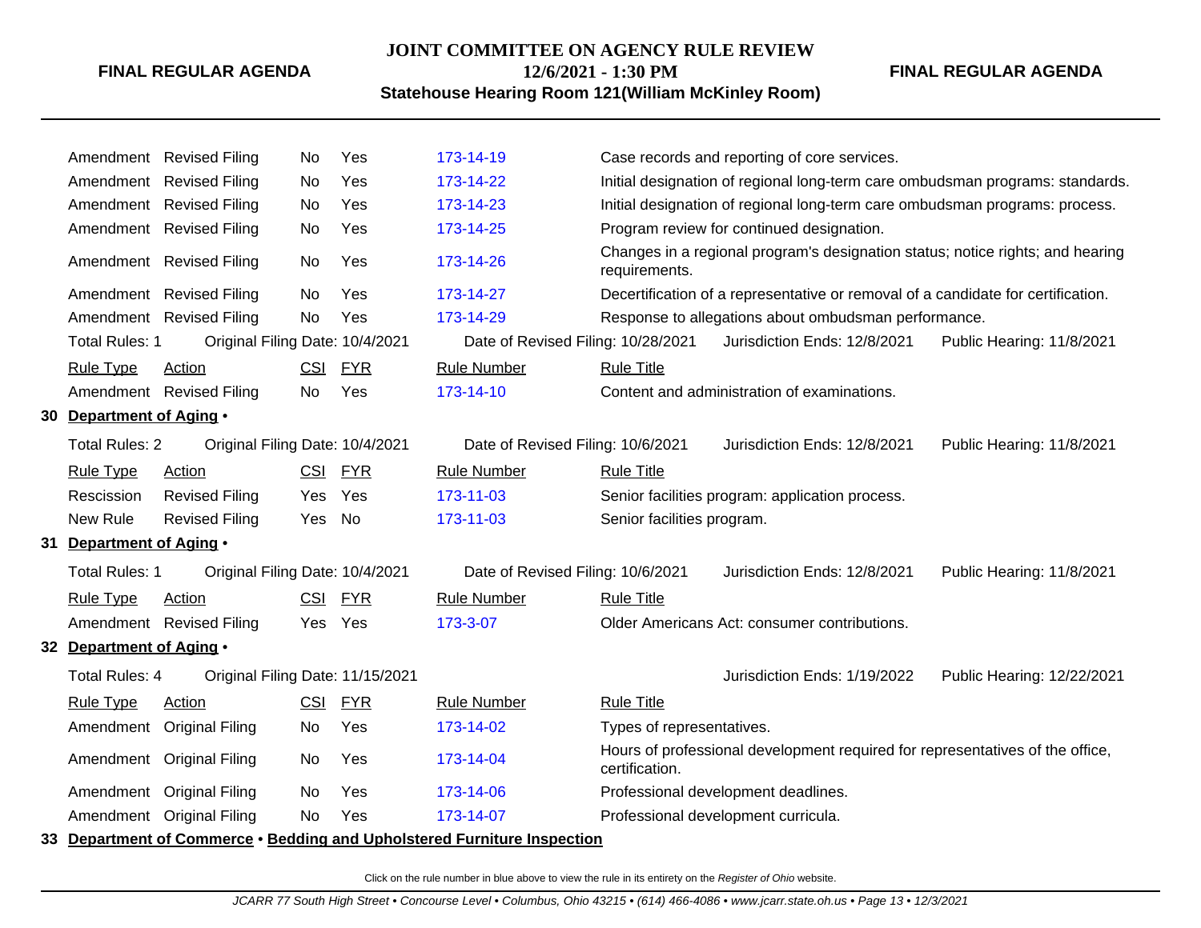| Rule Type | Action | CSI | FYR | Rule Number | Rule Title |
|---|---|---|---|---|---|
| Amendment | Revised Filing | No | Yes | 173-14-19 | Case records and reporting of core services. |
| Amendment | Revised Filing | No | Yes | 173-14-22 | Initial designation of regional long-term care ombudsman programs: standards. |
| Amendment | Revised Filing | No | Yes | 173-14-23 | Initial designation of regional long-term care ombudsman programs: process. |
| Amendment | Revised Filing | No | Yes | 173-14-25 | Program review for continued designation. |
| Amendment | Revised Filing | No | Yes | 173-14-26 | Changes in a regional program's designation status; notice rights; and hearing requirements. |
| Amendment | Revised Filing | No | Yes | 173-14-27 | Decertification of a representative or removal of a candidate for certification. |
| Amendment | Revised Filing | No | Yes | 173-14-29 | Response to allegations about ombudsman performance. |

Total Rules: 1 | Original Filing Date: 10/4/2021 | Date of Revised Filing: 10/28/2021 | Jurisdiction Ends: 12/8/2021 | Public Hearing: 11/8/2021

| Rule Type | Action | CSI | FYR | Rule Number | Rule Title |
|---|---|---|---|---|---|
| Amendment | Revised Filing | No | Yes | 173-14-10 | Content and administration of examinations. |

## 30 Department of Aging •

Total Rules: 2 | Original Filing Date: 10/4/2021 | Date of Revised Filing: 10/6/2021 | Jurisdiction Ends: 12/8/2021 | Public Hearing: 11/8/2021

| Rule Type | Action | CSI | FYR | Rule Number | Rule Title |
|---|---|---|---|---|---|
| Rescission | Revised Filing | Yes | Yes | 173-11-03 | Senior facilities program: application process. |
| New Rule | Revised Filing | Yes | No | 173-11-03 | Senior facilities program. |

## 31 Department of Aging •

Total Rules: 1 | Original Filing Date: 10/4/2021 | Date of Revised Filing: 10/6/2021 | Jurisdiction Ends: 12/8/2021 | Public Hearing: 11/8/2021

| Rule Type | Action | CSI | FYR | Rule Number | Rule Title |
|---|---|---|---|---|---|
| Amendment | Revised Filing | Yes | Yes | 173-3-07 | Older Americans Act: consumer contributions. |

## 32 Department of Aging •

Total Rules: 4 | Original Filing Date: 11/15/2021 | Jurisdiction Ends: 1/19/2022 | Public Hearing: 12/22/2021

| Rule Type | Action | CSI | FYR | Rule Number | Rule Title |
|---|---|---|---|---|---|
| Amendment | Original Filing | No | Yes | 173-14-02 | Types of representatives. |
| Amendment | Original Filing | No | Yes | 173-14-04 | Hours of professional development required for representatives of the office, certification. |
| Amendment | Original Filing | No | Yes | 173-14-06 | Professional development deadlines. |
| Amendment | Original Filing | No | Yes | 173-14-07 | Professional development curricula. |

## 33 Department of Commerce • Bedding and Upholstered Furniture Inspection

Click on the rule number in blue above to view the rule in its entirety on the *Register of Ohio* website.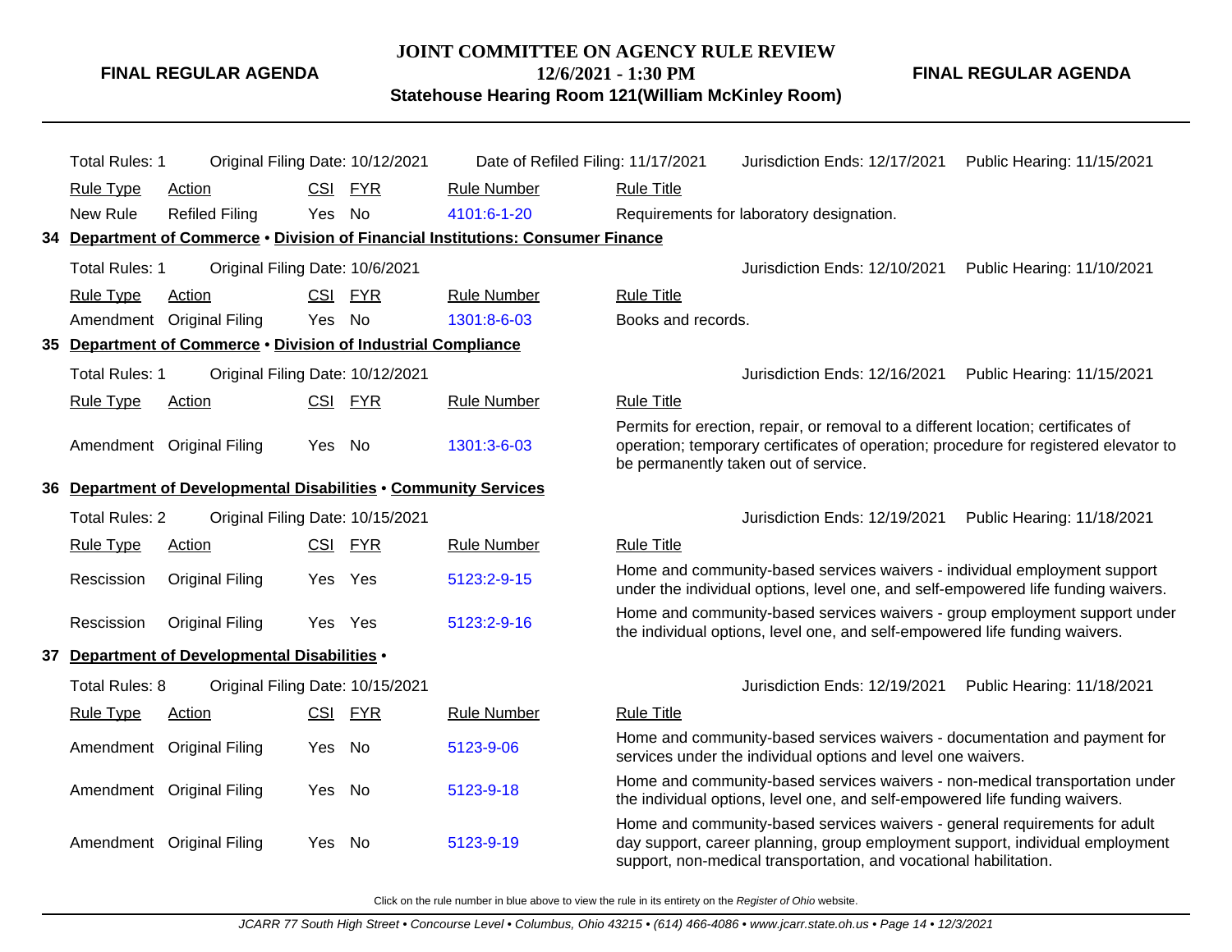Total Rules: 1 | Original Filing Date: 10/12/2021 | Date of Refiled Filing: 11/17/2021 | Jurisdiction Ends: 12/17/2021 | Public Hearing: 11/15/2021

| Rule Type | Action | CSI | FYR | Rule Number | Rule Title |
|---|---|---|---|---|---|
| New Rule | Refiled Filing | Yes | No | 4101:6-1-20 | Requirements for laboratory designation. |

## 34 Department of Commerce • Division of Financial Institutions: Consumer Finance

Total Rules: 1 | Original Filing Date: 10/6/2021 | Jurisdiction Ends: 12/10/2021 | Public Hearing: 11/10/2021

| Rule Type | Action | CSI | FYR | Rule Number | Rule Title |
|---|---|---|---|---|---|
| Amendment | Original Filing | Yes | No | 1301:8-6-03 | Books and records. |

## 35 Department of Commerce • Division of Industrial Compliance

Total Rules: 1 | Original Filing Date: 10/12/2021 | Jurisdiction Ends: 12/16/2021 | Public Hearing: 11/15/2021

| Rule Type | Action | CSI | FYR | Rule Number | Rule Title |
|---|---|---|---|---|---|
| Amendment | Original Filing | Yes | No | 1301:3-6-03 | Permits for erection, repair, or removal to a different location; certificates of operation; temporary certificates of operation; procedure for registered elevator to be permanently taken out of service. |

## 36 Department of Developmental Disabilities • Community Services

Total Rules: 2 | Original Filing Date: 10/15/2021 | Jurisdiction Ends: 12/19/2021 | Public Hearing: 11/18/2021

| Rule Type | Action | CSI | FYR | Rule Number | Rule Title |
|---|---|---|---|---|---|
| Rescission | Original Filing | Yes | Yes | 5123:2-9-15 | Home and community-based services waivers - individual employment support under the individual options, level one, and self-empowered life funding waivers. |
| Rescission | Original Filing | Yes | Yes | 5123:2-9-16 | Home and community-based services waivers - group employment support under the individual options, level one, and self-empowered life funding waivers. |

## 37 Department of Developmental Disabilities •

Total Rules: 8 | Original Filing Date: 10/15/2021 | Jurisdiction Ends: 12/19/2021 | Public Hearing: 11/18/2021

| Rule Type | Action | CSI | FYR | Rule Number | Rule Title |
|---|---|---|---|---|---|
| Amendment | Original Filing | Yes | No | 5123-9-06 | Home and community-based services waivers - documentation and payment for services under the individual options and level one waivers. |
| Amendment | Original Filing | Yes | No | 5123-9-18 | Home and community-based services waivers - non-medical transportation under the individual options, level one, and self-empowered life funding waivers. |
| Amendment | Original Filing | Yes | No | 5123-9-19 | Home and community-based services waivers - general requirements for adult day support, career planning, group employment support, individual employment support, non-medical transportation, and vocational habilitation. |

Click on the rule number in blue above to view the rule in its entirety on the *Register of Ohio* website.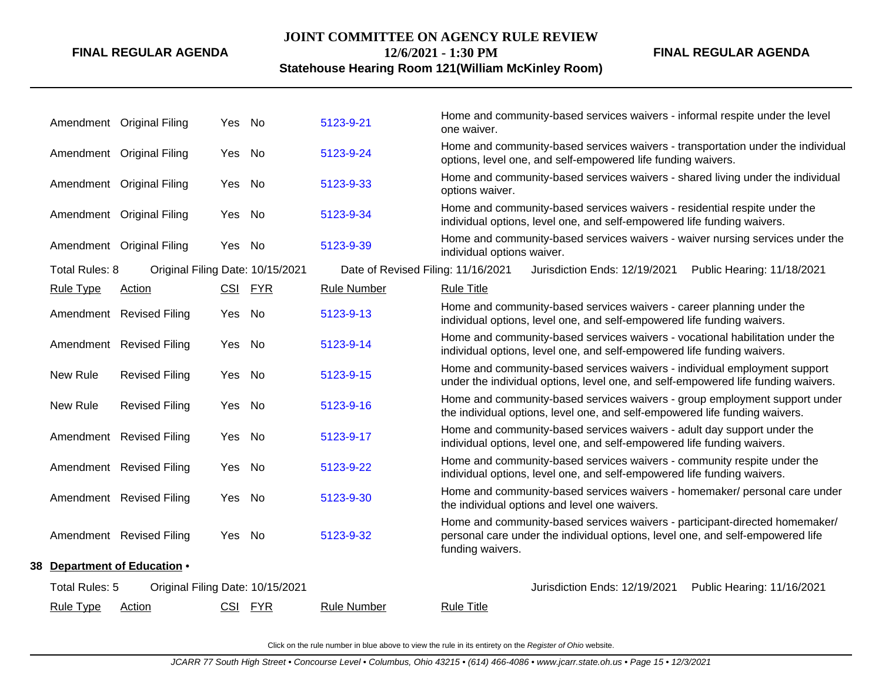| Rule Type | Action | CSI | FYR | Rule Number | Rule Title |
|---|---|---|---|---|---|
| Amendment | Original Filing | Yes | No | 5123-9-21 | Home and community-based services waivers - informal respite under the level one waiver. |
| Amendment | Original Filing | Yes | No | 5123-9-24 | Home and community-based services waivers - transportation under the individual options, level one, and self-empowered life funding waivers. |
| Amendment | Original Filing | Yes | No | 5123-9-33 | Home and community-based services waivers - shared living under the individual options waiver. |
| Amendment | Original Filing | Yes | No | 5123-9-34 | Home and community-based services waivers - residential respite under the individual options, level one, and self-empowered life funding waivers. |
| Amendment | Original Filing | Yes | No | 5123-9-39 | Home and community-based services waivers - waiver nursing services under the individual options waiver. |

Total Rules: 8 Original Filing Date: 10/15/2021 Date of Revised Filing: 11/16/2021 Jurisdiction Ends: 12/19/2021 Public Hearing: 11/18/2021

| Rule Type | Action | CSI | FYR | Rule Number | Rule Title |
|---|---|---|---|---|---|
| Amendment | Revised Filing | Yes | No | 5123-9-13 | Home and community-based services waivers - career planning under the individual options, level one, and self-empowered life funding waivers. |
| Amendment | Revised Filing | Yes | No | 5123-9-14 | Home and community-based services waivers - vocational habilitation under the individual options, level one, and self-empowered life funding waivers. |
| New Rule | Revised Filing | Yes | No | 5123-9-15 | Home and community-based services waivers - individual employment support under the individual options, level one, and self-empowered life funding waivers. |
| New Rule | Revised Filing | Yes | No | 5123-9-16 | Home and community-based services waivers - group employment support under the individual options, level one, and self-empowered life funding waivers. |
| Amendment | Revised Filing | Yes | No | 5123-9-17 | Home and community-based services waivers - adult day support under the individual options, level one, and self-empowered life funding waivers. |
| Amendment | Revised Filing | Yes | No | 5123-9-22 | Home and community-based services waivers - community respite under the individual options, level one, and self-empowered life funding waivers. |
| Amendment | Revised Filing | Yes | No | 5123-9-30 | Home and community-based services waivers - homemaker/ personal care under the individual options and level one waivers. |
| Amendment | Revised Filing | Yes | No | 5123-9-32 | Home and community-based services waivers - participant-directed homemaker/ personal care under the individual options, level one, and self-empowered life funding waivers. |

## 38 Department of Education •

Total Rules: 5 Original Filing Date: 10/15/2021 Jurisdiction Ends: 12/19/2021 Public Hearing: 11/16/2021

| Rule Type | Action | CSI | FYR | Rule Number | Rule Title |
|---|---|---|---|---|---|

Click on the rule number in blue above to view the rule in its entirety on the *Register of Ohio* website.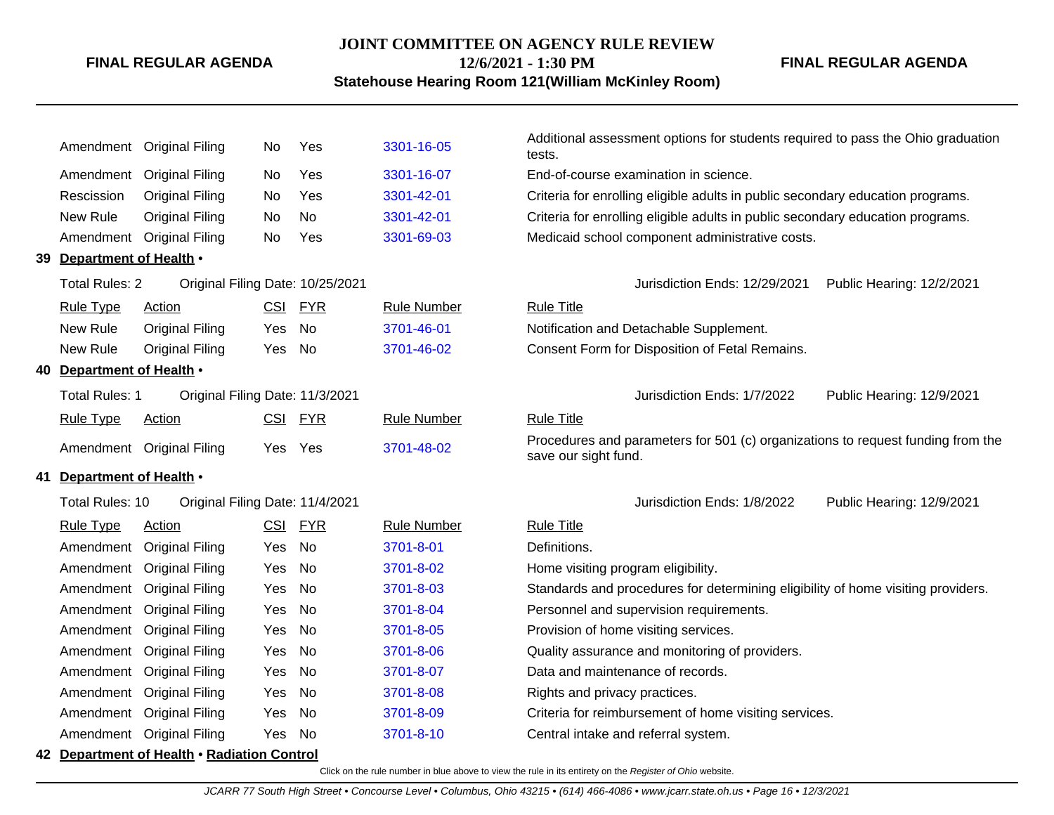| Rule Type | Action | CSI | FYR | Rule Number | Rule Title |
|---|---|---|---|---|---|
| Amendment | Original Filing | No | Yes | 3301-16-05 | Additional assessment options for students required to pass the Ohio graduation tests. |
| Amendment | Original Filing | No | Yes | 3301-16-07 | End-of-course examination in science. |
| Rescission | Original Filing | No | Yes | 3301-42-01 | Criteria for enrolling eligible adults in public secondary education programs. |
| New Rule | Original Filing | No | No | 3301-42-01 | Criteria for enrolling eligible adults in public secondary education programs. |
| Amendment | Original Filing | No | Yes | 3301-69-03 | Medicaid school component administrative costs. |

**39 Department of Health •**

Total Rules: 2 Original Filing Date: 10/25/2021 Jurisdiction Ends: 12/29/2021 Public Hearing: 12/2/2021

| Rule Type | Action | CSI | FYR | Rule Number | Rule Title |
|---|---|---|---|---|---|
| New Rule | Original Filing | Yes | No | 3701-46-01 | Notification and Detachable Supplement. |
| New Rule | Original Filing | Yes | No | 3701-46-02 | Consent Form for Disposition of Fetal Remains. |

**40 Department of Health •**

Total Rules: 1 Original Filing Date: 11/3/2021 Jurisdiction Ends: 1/7/2022 Public Hearing: 12/9/2021

| Rule Type | Action | CSI | FYR | Rule Number | Rule Title |
|---|---|---|---|---|---|
| Amendment | Original Filing | Yes | Yes | 3701-48-02 | Procedures and parameters for 501 (c) organizations to request funding from the save our sight fund. |

**41 Department of Health •**

Total Rules: 10 Original Filing Date: 11/4/2021 Jurisdiction Ends: 1/8/2022 Public Hearing: 12/9/2021

| Rule Type | Action | CSI | FYR | Rule Number | Rule Title |
|---|---|---|---|---|---|
| Amendment | Original Filing | Yes | No | 3701-8-01 | Definitions. |
| Amendment | Original Filing | Yes | No | 3701-8-02 | Home visiting program eligibility. |
| Amendment | Original Filing | Yes | No | 3701-8-03 | Standards and procedures for determining eligibility of home visiting providers. |
| Amendment | Original Filing | Yes | No | 3701-8-04 | Personnel and supervision requirements. |
| Amendment | Original Filing | Yes | No | 3701-8-05 | Provision of home visiting services. |
| Amendment | Original Filing | Yes | No | 3701-8-06 | Quality assurance and monitoring of providers. |
| Amendment | Original Filing | Yes | No | 3701-8-07 | Data and maintenance of records. |
| Amendment | Original Filing | Yes | No | 3701-8-08 | Rights and privacy practices. |
| Amendment | Original Filing | Yes | No | 3701-8-09 | Criteria for reimbursement of home visiting services. |
| Amendment | Original Filing | Yes | No | 3701-8-10 | Central intake and referral system. |

**42 Department of Health • Radiation Control**

Click on the rule number in blue above to view the rule in its entirety on the *Register of Ohio* website.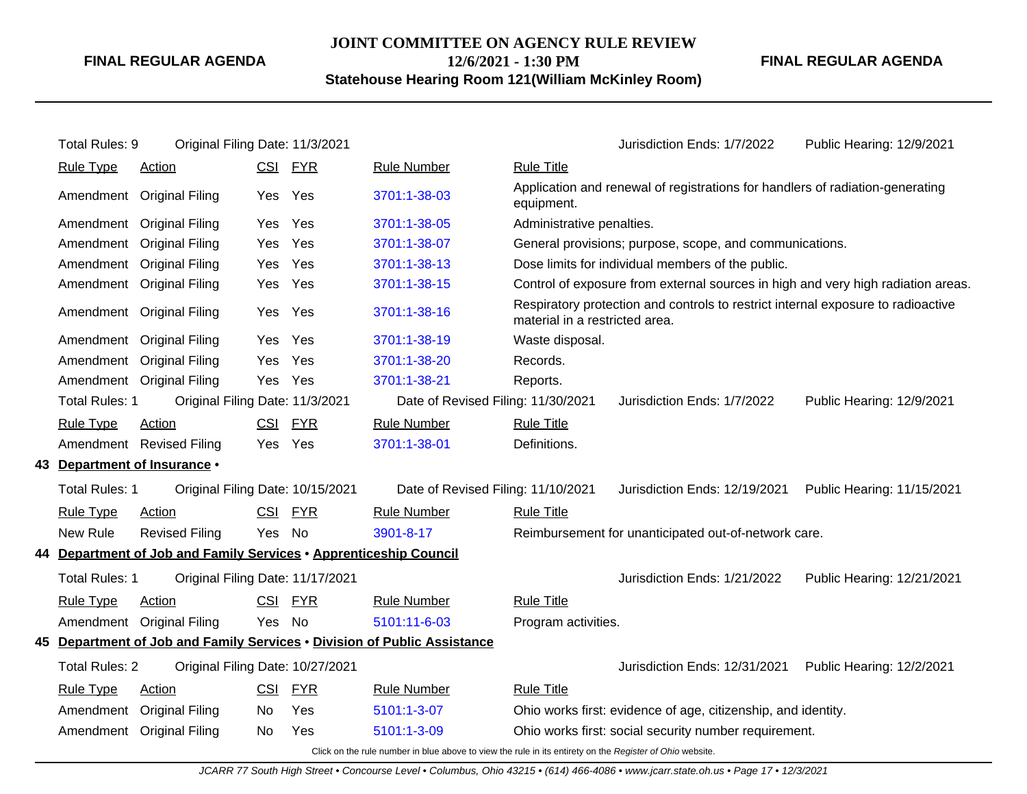Total Rules: 9 Original Filing Date: 11/3/2021 Jurisdiction Ends: 1/7/2022 Public Hearing: 12/9/2021

| Rule Type | Action | CSI | FYR | Rule Number | Rule Title |
|---|---|---|---|---|---|
| Amendment | Original Filing | Yes | Yes | 3701:1-38-03 | Application and renewal of registrations for handlers of radiation-generating equipment. |
| Amendment | Original Filing | Yes | Yes | 3701:1-38-05 | Administrative penalties. |
| Amendment | Original Filing | Yes | Yes | 3701:1-38-07 | General provisions; purpose, scope, and communications. |
| Amendment | Original Filing | Yes | Yes | 3701:1-38-13 | Dose limits for individual members of the public. |
| Amendment | Original Filing | Yes | Yes | 3701:1-38-15 | Control of exposure from external sources in high and very high radiation areas. |
| Amendment | Original Filing | Yes | Yes | 3701:1-38-16 | Respiratory protection and controls to restrict internal exposure to radioactive material in a restricted area. |
| Amendment | Original Filing | Yes | Yes | 3701:1-38-19 | Waste disposal. |
| Amendment | Original Filing | Yes | Yes | 3701:1-38-20 | Records. |
| Amendment | Original Filing | Yes | Yes | 3701:1-38-21 | Reports. |

Total Rules: 1 Original Filing Date: 11/3/2021 Date of Revised Filing: 11/30/2021 Jurisdiction Ends: 1/7/2022 Public Hearing: 12/9/2021

| Rule Type | Action | CSI | FYR | Rule Number | Rule Title |
|---|---|---|---|---|---|
| Amendment | Revised Filing | Yes | Yes | 3701:1-38-01 | Definitions. |

## 43 Department of Insurance •

Total Rules: 1 Original Filing Date: 10/15/2021 Date of Revised Filing: 11/10/2021 Jurisdiction Ends: 12/19/2021 Public Hearing: 11/15/2021

| Rule Type | Action | CSI | FYR | Rule Number | Rule Title |
|---|---|---|---|---|---|
| New Rule | Revised Filing | Yes | No | 3901-8-17 | Reimbursement for unanticipated out-of-network care. |

## 44 Department of Job and Family Services • Apprenticeship Council

Total Rules: 1 Original Filing Date: 11/17/2021 Jurisdiction Ends: 1/21/2022 Public Hearing: 12/21/2021

| Rule Type | Action | CSI | FYR | Rule Number | Rule Title |
|---|---|---|---|---|---|
| Amendment | Original Filing | Yes | No | 5101:11-6-03 | Program activities. |

## 45 Department of Job and Family Services • Division of Public Assistance

Total Rules: 2 Original Filing Date: 10/27/2021 Jurisdiction Ends: 12/31/2021 Public Hearing: 12/2/2021

| Rule Type | Action | CSI | FYR | Rule Number | Rule Title |
|---|---|---|---|---|---|
| Amendment | Original Filing | No | Yes | 5101:1-3-07 | Ohio works first: evidence of age, citizenship, and identity. |
| Amendment | Original Filing | No | Yes | 5101:1-3-09 | Ohio works first: social security number requirement. |

Click on the rule number in blue above to view the rule in its entirety on the *Register of Ohio* website.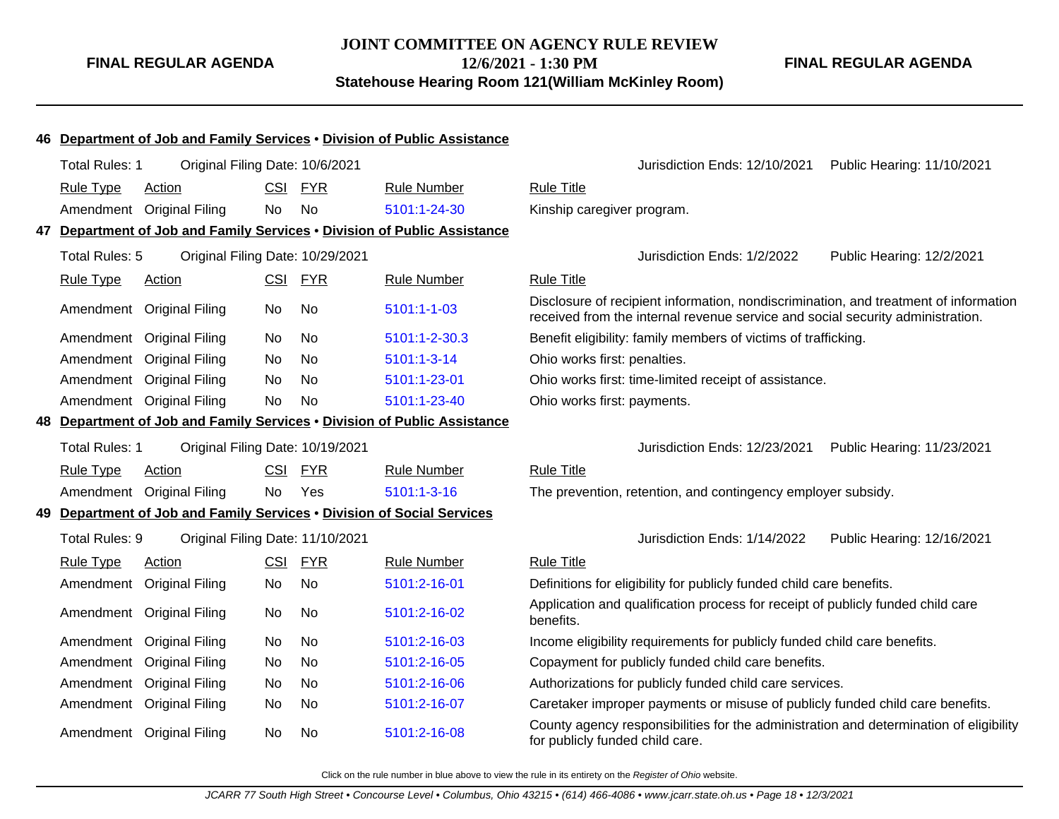**46 Department of Job and Family Services • Division of Public Assistance**

Total Rules: 1 Original Filing Date: 10/6/2021 Jurisdiction Ends: 12/10/2021 Public Hearing: 11/10/2021

| Rule Type | Action | CSI | FYR | Rule Number | Rule Title |
|---|---|---|---|---|---|
| Amendment | Original Filing | No | No | 5101:1-24-30 | Kinship caregiver program. |

**47 Department of Job and Family Services • Division of Public Assistance**

Total Rules: 5 Original Filing Date: 10/29/2021 Jurisdiction Ends: 1/2/2022 Public Hearing: 12/2/2021

| Rule Type | Action | CSI | FYR | Rule Number | Rule Title |
|---|---|---|---|---|---|
| Amendment | Original Filing | No | No | 5101:1-1-03 | Disclosure of recipient information, nondiscrimination, and treatment of information received from the internal revenue service and social security administration. |
| Amendment | Original Filing | No | No | 5101:1-2-30.3 | Benefit eligibility: family members of victims of trafficking. |
| Amendment | Original Filing | No | No | 5101:1-3-14 | Ohio works first: penalties. |
| Amendment | Original Filing | No | No | 5101:1-23-01 | Ohio works first: time-limited receipt of assistance. |
| Amendment | Original Filing | No | No | 5101:1-23-40 | Ohio works first: payments. |

**48 Department of Job and Family Services • Division of Public Assistance**

Total Rules: 1 Original Filing Date: 10/19/2021 Jurisdiction Ends: 12/23/2021 Public Hearing: 11/23/2021

| Rule Type | Action | CSI | FYR | Rule Number | Rule Title |
|---|---|---|---|---|---|
| Amendment | Original Filing | No | Yes | 5101:1-3-16 | The prevention, retention, and contingency employer subsidy. |

**49 Department of Job and Family Services • Division of Social Services**

Total Rules: 9 Original Filing Date: 11/10/2021 Jurisdiction Ends: 1/14/2022 Public Hearing: 12/16/2021

| Rule Type | Action | CSI | FYR | Rule Number | Rule Title |
|---|---|---|---|---|---|
| Amendment | Original Filing | No | No | 5101:2-16-01 | Definitions for eligibility for publicly funded child care benefits. |
| Amendment | Original Filing | No | No | 5101:2-16-02 | Application and qualification process for receipt of publicly funded child care benefits. |
| Amendment | Original Filing | No | No | 5101:2-16-03 | Income eligibility requirements for publicly funded child care benefits. |
| Amendment | Original Filing | No | No | 5101:2-16-05 | Copayment for publicly funded child care benefits. |
| Amendment | Original Filing | No | No | 5101:2-16-06 | Authorizations for publicly funded child care services. |
| Amendment | Original Filing | No | No | 5101:2-16-07 | Caretaker improper payments or misuse of publicly funded child care benefits. |
| Amendment | Original Filing | No | No | 5101:2-16-08 | County agency responsibilities for the administration and determination of eligibility for publicly funded child care. |

Click on the rule number in blue above to view the rule in its entirety on the *Register of Ohio* website.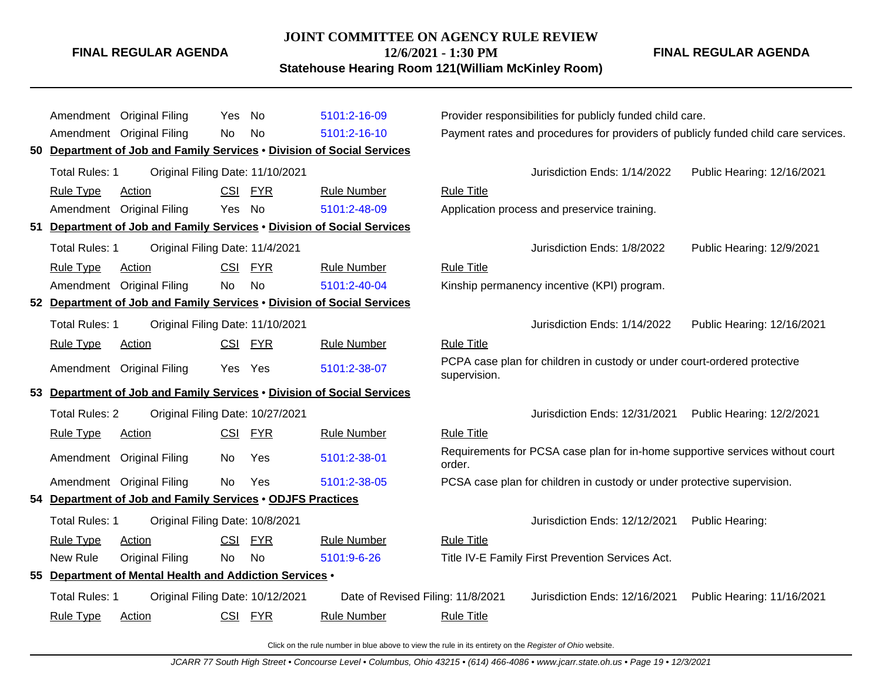| Rule Type | Action | CSI | FYR | Rule Number | Rule Title |
|---|---|---|---|---|---|
| Amendment | Original Filing | Yes | No | 5101:2-16-09 | Provider responsibilities for publicly funded child care. |
| Amendment | Original Filing | No | No | 5101:2-16-10 | Payment rates and procedures for providers of publicly funded child care services. |

**50 Department of Job and Family Services • Division of Social Services**

Total Rules: 1 | Original Filing Date: 11/10/2021 | Jurisdiction Ends: 1/14/2022 | Public Hearing: 12/16/2021

| Rule Type | Action | CSI | FYR | Rule Number | Rule Title |
|---|---|---|---|---|---|
| Amendment | Original Filing | Yes | No | 5101:2-48-09 | Application process and preservice training. |

**51 Department of Job and Family Services • Division of Social Services**

Total Rules: 1 | Original Filing Date: 11/4/2021 | Jurisdiction Ends: 1/8/2022 | Public Hearing: 12/9/2021

| Rule Type | Action | CSI | FYR | Rule Number | Rule Title |
|---|---|---|---|---|---|
| Amendment | Original Filing | No | No | 5101:2-40-04 | Kinship permanency incentive (KPI) program. |

**52 Department of Job and Family Services • Division of Social Services**

Total Rules: 1 | Original Filing Date: 11/10/2021 | Jurisdiction Ends: 1/14/2022 | Public Hearing: 12/16/2021

| Rule Type | Action | CSI | FYR | Rule Number | Rule Title |
|---|---|---|---|---|---|
| Amendment | Original Filing | Yes | Yes | 5101:2-38-07 | PCPA case plan for children in custody or under court-ordered protective supervision. |

**53 Department of Job and Family Services • Division of Social Services**

Total Rules: 2 | Original Filing Date: 10/27/2021 | Jurisdiction Ends: 12/31/2021 | Public Hearing: 12/2/2021

| Rule Type | Action | CSI | FYR | Rule Number | Rule Title |
|---|---|---|---|---|---|
| Amendment | Original Filing | No | Yes | 5101:2-38-01 | Requirements for PCSA case plan for in-home supportive services without court order. |
| Amendment | Original Filing | No | Yes | 5101:2-38-05 | PCSA case plan for children in custody or under protective supervision. |

**54 Department of Job and Family Services • ODJFS Practices**

Total Rules: 1 | Original Filing Date: 10/8/2021 | Jurisdiction Ends: 12/12/2021 | Public Hearing:

| Rule Type | Action | CSI | FYR | Rule Number | Rule Title |
|---|---|---|---|---|---|
| New Rule | Original Filing | No | No | 5101:9-6-26 | Title IV-E Family First Prevention Services Act. |

**55 Department of Mental Health and Addiction Services •**

Total Rules: 1 | Original Filing Date: 10/12/2021 | Date of Revised Filing: 11/8/2021 | Jurisdiction Ends: 12/16/2021 | Public Hearing: 11/16/2021

| Rule Type | Action | CSI | FYR | Rule Number | Rule Title |
|---|---|---|---|---|---|

Click on the rule number in blue above to view the rule in its entirety on the *Register of Ohio* website.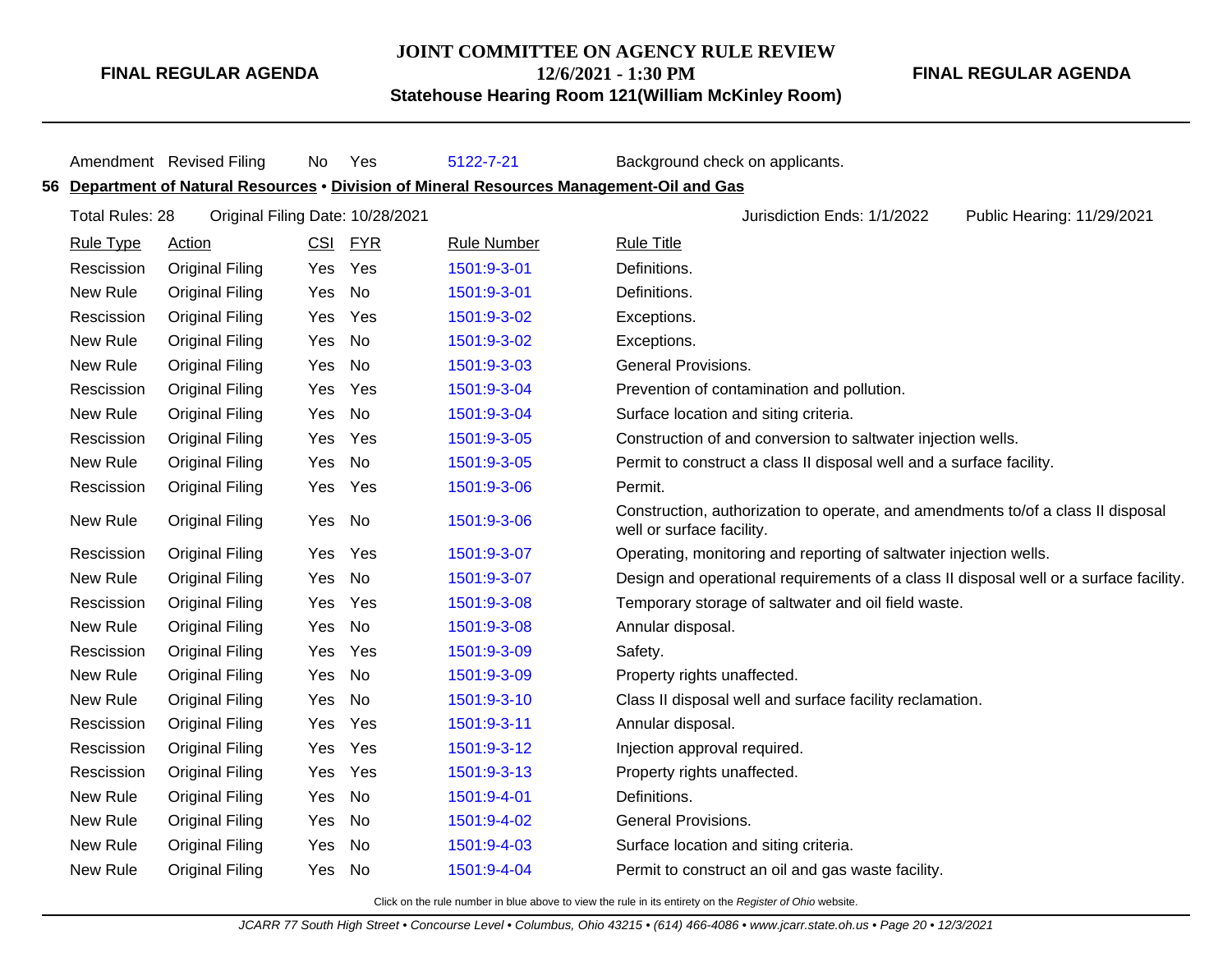| Amendment | Revised Filing | No | Yes | 5122-7-21 | Background check on applicants. |
|---|---|---|---|---|---|

**56 Department of Natural Resources • Division of Mineral Resources Management-Oil and Gas**

Total Rules: 28 Original Filing Date: 10/28/2021 Jurisdiction Ends: 1/1/2022 Public Hearing: 11/29/2021

| Rule Type | Action | CSI | FYR | Rule Number | Rule Title |
|---|---|---|---|---|---|
| Rescission | Original Filing | Yes | Yes | 1501:9-3-01 | Definitions. |
| New Rule | Original Filing | Yes | No | 1501:9-3-01 | Definitions. |
| Rescission | Original Filing | Yes | Yes | 1501:9-3-02 | Exceptions. |
| New Rule | Original Filing | Yes | No | 1501:9-3-02 | Exceptions. |
| New Rule | Original Filing | Yes | No | 1501:9-3-03 | General Provisions. |
| Rescission | Original Filing | Yes | Yes | 1501:9-3-04 | Prevention of contamination and pollution. |
| New Rule | Original Filing | Yes | No | 1501:9-3-04 | Surface location and siting criteria. |
| Rescission | Original Filing | Yes | Yes | 1501:9-3-05 | Construction of and conversion to saltwater injection wells. |
| New Rule | Original Filing | Yes | No | 1501:9-3-05 | Permit to construct a class II disposal well and a surface facility. |
| Rescission | Original Filing | Yes | Yes | 1501:9-3-06 | Permit. |
| New Rule | Original Filing | Yes | No | 1501:9-3-06 | Construction, authorization to operate, and amendments to/of a class II disposal well or surface facility. |
| Rescission | Original Filing | Yes | Yes | 1501:9-3-07 | Operating, monitoring and reporting of saltwater injection wells. |
| New Rule | Original Filing | Yes | No | 1501:9-3-07 | Design and operational requirements of a class II disposal well or a surface facility. |
| Rescission | Original Filing | Yes | Yes | 1501:9-3-08 | Temporary storage of saltwater and oil field waste. |
| New Rule | Original Filing | Yes | No | 1501:9-3-08 | Annular disposal. |
| Rescission | Original Filing | Yes | Yes | 1501:9-3-09 | Safety. |
| New Rule | Original Filing | Yes | No | 1501:9-3-09 | Property rights unaffected. |
| New Rule | Original Filing | Yes | No | 1501:9-3-10 | Class II disposal well and surface facility reclamation. |
| Rescission | Original Filing | Yes | Yes | 1501:9-3-11 | Annular disposal. |
| Rescission | Original Filing | Yes | Yes | 1501:9-3-12 | Injection approval required. |
| Rescission | Original Filing | Yes | Yes | 1501:9-3-13 | Property rights unaffected. |
| New Rule | Original Filing | Yes | No | 1501:9-4-01 | Definitions. |
| New Rule | Original Filing | Yes | No | 1501:9-4-02 | General Provisions. |
| New Rule | Original Filing | Yes | No | 1501:9-4-03 | Surface location and siting criteria. |
| New Rule | Original Filing | Yes | No | 1501:9-4-04 | Permit to construct an oil and gas waste facility. |

Click on the rule number in blue above to view the rule in its entirety on the *Register of Ohio* website.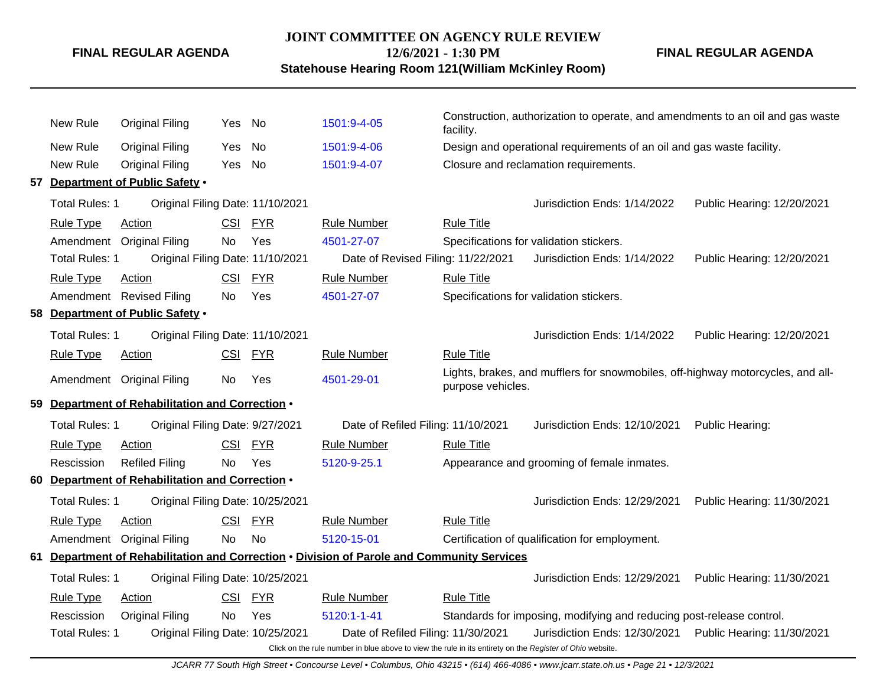| Rule Type | Action | CSI | FYR | Rule Number | Rule Title |
|---|---|---|---|---|---|
| New Rule | Original Filing | Yes | No | 1501:9-4-05 | Construction, authorization to operate, and amendments to an oil and gas waste facility. |
| New Rule | Original Filing | Yes | No | 1501:9-4-06 | Design and operational requirements of an oil and gas waste facility. |
| New Rule | Original Filing | Yes | No | 1501:9-4-07 | Closure and reclamation requirements. |

**57 Department of Public Safety •**

Total Rules: 1 | Original Filing Date: 11/10/2021 | Jurisdiction Ends: 1/14/2022 | Public Hearing: 12/20/2021

| Rule Type | Action | CSI | FYR | Rule Number | Rule Title |
|---|---|---|---|---|---|
| Amendment | Original Filing | No | Yes | 4501-27-07 | Specifications for validation stickers. |

Total Rules: 1 | Original Filing Date: 11/10/2021 | Date of Revised Filing: 11/22/2021 | Jurisdiction Ends: 1/14/2022 | Public Hearing: 12/20/2021

| Rule Type | Action | CSI | FYR | Rule Number | Rule Title |
|---|---|---|---|---|---|
| Amendment | Revised Filing | No | Yes | 4501-27-07 | Specifications for validation stickers. |

**58 Department of Public Safety •**

Total Rules: 1 | Original Filing Date: 11/10/2021 | Jurisdiction Ends: 1/14/2022 | Public Hearing: 12/20/2021

| Rule Type | Action | CSI | FYR | Rule Number | Rule Title |
|---|---|---|---|---|---|
| Amendment | Original Filing | No | Yes | 4501-29-01 | Lights, brakes, and mufflers for snowmobiles, off-highway motorcycles, and all-purpose vehicles. |

**59 Department of Rehabilitation and Correction •**

Total Rules: 1 | Original Filing Date: 9/27/2021 | Date of Refiled Filing: 11/10/2021 | Jurisdiction Ends: 12/10/2021 | Public Hearing:

| Rule Type | Action | CSI | FYR | Rule Number | Rule Title |
|---|---|---|---|---|---|
| Rescission | Refiled Filing | No | Yes | 5120-9-25.1 | Appearance and grooming of female inmates. |

**60 Department of Rehabilitation and Correction •**

Total Rules: 1 | Original Filing Date: 10/25/2021 | Jurisdiction Ends: 12/29/2021 | Public Hearing: 11/30/2021

| Rule Type | Action | CSI | FYR | Rule Number | Rule Title |
|---|---|---|---|---|---|
| Amendment | Original Filing | No | No | 5120-15-01 | Certification of qualification for employment. |

**61 Department of Rehabilitation and Correction • Division of Parole and Community Services**

Total Rules: 1 | Original Filing Date: 10/25/2021 | Jurisdiction Ends: 12/29/2021 | Public Hearing: 11/30/2021

| Rule Type | Action | CSI | FYR | Rule Number | Rule Title |
|---|---|---|---|---|---|
| Rescission | Original Filing | No | Yes | 5120:1-1-41 | Standards for imposing, modifying and reducing post-release control. |

Total Rules: 1 | Original Filing Date: 10/25/2021 | Date of Refiled Filing: 11/30/2021 | Jurisdiction Ends: 12/30/2021 | Public Hearing: 11/30/2021

Click on the rule number in blue above to view the rule in its entirety on the *Register of Ohio* website.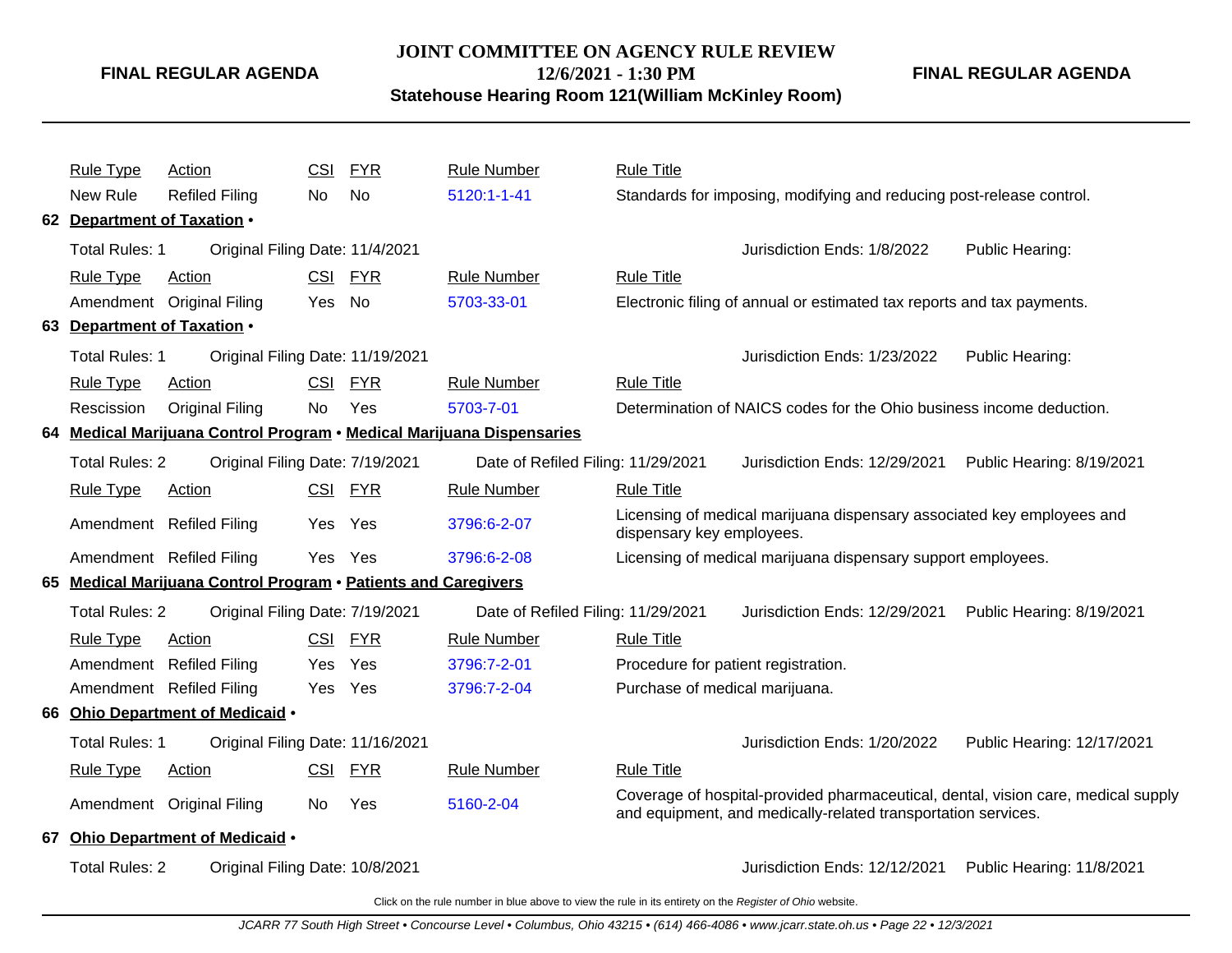| Rule Type | Action | CSI | FYR | Rule Number | Rule Title |
|---|---|---|---|---|---|
| New Rule | Refiled Filing | No | No | 5120:1-1-41 | Standards for imposing, modifying and reducing post-release control. |

**62 Department of Taxation •**

Total Rules: 1 Original Filing Date: 11/4/2021 Jurisdiction Ends: 1/8/2022 Public Hearing:

| Rule Type | Action | CSI | FYR | Rule Number | Rule Title |
|---|---|---|---|---|---|
| Amendment | Original Filing | Yes | No | 5703-33-01 | Electronic filing of annual or estimated tax reports and tax payments. |

**63 Department of Taxation •**

Total Rules: 1 Original Filing Date: 11/19/2021 Jurisdiction Ends: 1/23/2022 Public Hearing:

| Rule Type | Action | CSI | FYR | Rule Number | Rule Title |
|---|---|---|---|---|---|
| Rescission | Original Filing | No | Yes | 5703-7-01 | Determination of NAICS codes for the Ohio business income deduction. |

**64 Medical Marijuana Control Program • Medical Marijuana Dispensaries**

Total Rules: 2 Original Filing Date: 7/19/2021 Date of Refiled Filing: 11/29/2021 Jurisdiction Ends: 12/29/2021 Public Hearing: 8/19/2021

| Rule Type | Action | CSI | FYR | Rule Number | Rule Title |
|---|---|---|---|---|---|
| Amendment | Refiled Filing | Yes | Yes | 3796:6-2-07 | Licensing of medical marijuana dispensary associated key employees and dispensary key employees. |
| Amendment | Refiled Filing | Yes | Yes | 3796:6-2-08 | Licensing of medical marijuana dispensary support employees. |

**65 Medical Marijuana Control Program • Patients and Caregivers**

Total Rules: 2 Original Filing Date: 7/19/2021 Date of Refiled Filing: 11/29/2021 Jurisdiction Ends: 12/29/2021 Public Hearing: 8/19/2021

| Rule Type | Action | CSI | FYR | Rule Number | Rule Title |
|---|---|---|---|---|---|
| Amendment | Refiled Filing | Yes | Yes | 3796:7-2-01 | Procedure for patient registration. |
| Amendment | Refiled Filing | Yes | Yes | 3796:7-2-04 | Purchase of medical marijuana. |

**66 Ohio Department of Medicaid •**

Total Rules: 1 Original Filing Date: 11/16/2021 Jurisdiction Ends: 1/20/2022 Public Hearing: 12/17/2021

| Rule Type | Action | CSI | FYR | Rule Number | Rule Title |
|---|---|---|---|---|---|
| Amendment | Original Filing | No | Yes | 5160-2-04 | Coverage of hospital-provided pharmaceutical, dental, vision care, medical supply and equipment, and medically-related transportation services. |

**67 Ohio Department of Medicaid •**

Total Rules: 2 Original Filing Date: 10/8/2021 Jurisdiction Ends: 12/12/2021 Public Hearing: 11/8/2021

Click on the rule number in blue above to view the rule in its entirety on the *Register of Ohio* website.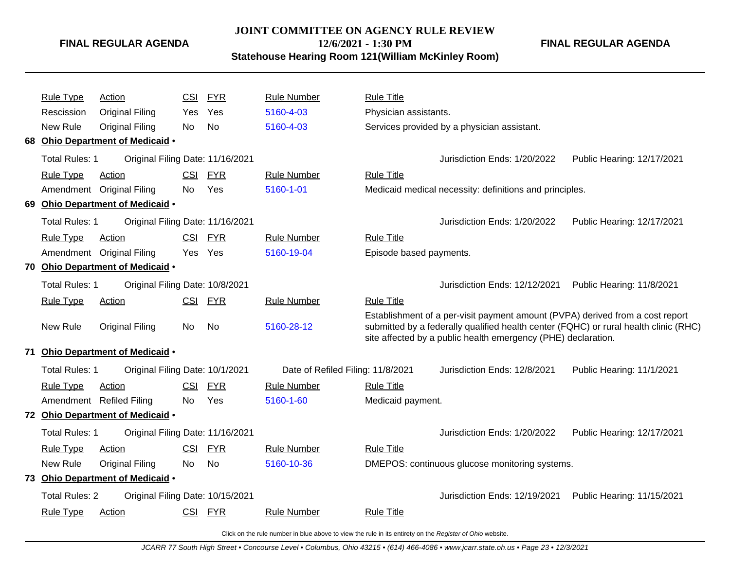| Rule Type | Action | CSI | FYR | Rule Number | Rule Title |
|---|---|---|---|---|---|
| Rescission | Original Filing | Yes | Yes | 5160-4-03 | Physician assistants. |
| New Rule | Original Filing | No | No | 5160-4-03 | Services provided by a physician assistant. |

**68 Ohio Department of Medicaid •**

Total Rules: 1 Original Filing Date: 11/16/2021 Jurisdiction Ends: 1/20/2022 Public Hearing: 12/17/2021

| Rule Type | Action | CSI | FYR | Rule Number | Rule Title |
|---|---|---|---|---|---|
| Amendment | Original Filing | No | Yes | 5160-1-01 | Medicaid medical necessity: definitions and principles. |

**69 Ohio Department of Medicaid •**

Total Rules: 1 Original Filing Date: 11/16/2021 Jurisdiction Ends: 1/20/2022 Public Hearing: 12/17/2021

| Rule Type | Action | CSI | FYR | Rule Number | Rule Title |
|---|---|---|---|---|---|
| Amendment | Original Filing | Yes | Yes | 5160-19-04 | Episode based payments. |

**70 Ohio Department of Medicaid •**

Total Rules: 1 Original Filing Date: 10/8/2021 Jurisdiction Ends: 12/12/2021 Public Hearing: 11/8/2021

| Rule Type | Action | CSI | FYR | Rule Number | Rule Title |
|---|---|---|---|---|---|
| New Rule | Original Filing | No | No | 5160-28-12 | Establishment of a per-visit payment amount (PVPA) derived from a cost report submitted by a federally qualified health center (FQHC) or rural health clinic (RHC) site affected by a public health emergency (PHE) declaration. |

**71 Ohio Department of Medicaid •**

Total Rules: 1 Original Filing Date: 10/1/2021 Date of Refiled Filing: 11/8/2021 Jurisdiction Ends: 12/8/2021 Public Hearing: 11/1/2021

| Rule Type | Action | CSI | FYR | Rule Number | Rule Title |
|---|---|---|---|---|---|
| Amendment | Refiled Filing | No | Yes | 5160-1-60 | Medicaid payment. |

**72 Ohio Department of Medicaid •**

Total Rules: 1 Original Filing Date: 11/16/2021 Jurisdiction Ends: 1/20/2022 Public Hearing: 12/17/2021

| Rule Type | Action | CSI | FYR | Rule Number | Rule Title |
|---|---|---|---|---|---|
| New Rule | Original Filing | No | No | 5160-10-36 | DMEPOS: continuous glucose monitoring systems. |

**73 Ohio Department of Medicaid •**

Total Rules: 2 Original Filing Date: 10/15/2021 Jurisdiction Ends: 12/19/2021 Public Hearing: 11/15/2021

| Rule Type | Action | CSI | FYR | Rule Number | Rule Title |
|---|---|---|---|---|---|

Click on the rule number in blue above to view the rule in its entirety on the *Register of Ohio* website.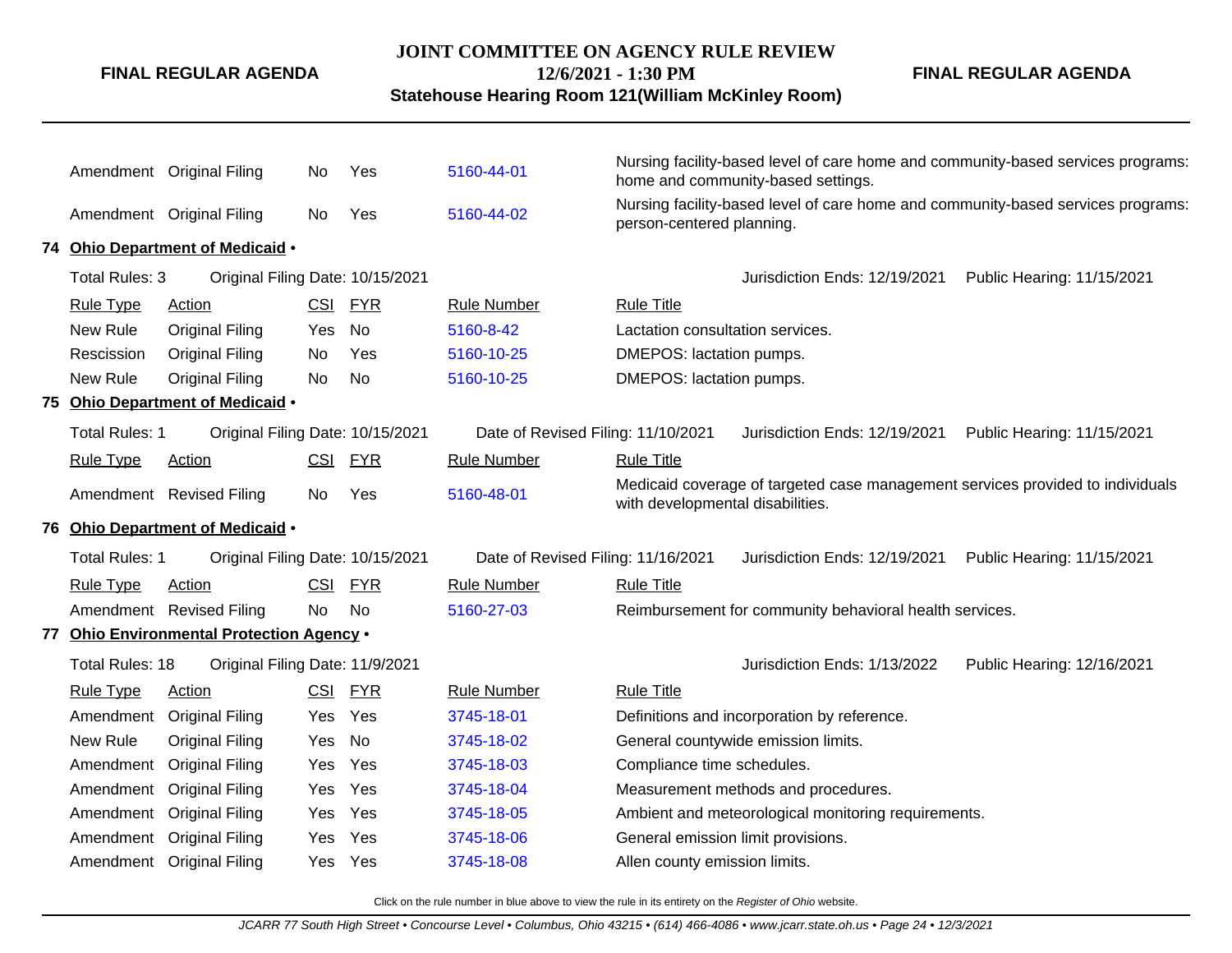| Rule Type | Action | CSI | FYR | Rule Number | Rule Title |
|---|---|---|---|---|---|
| Amendment | Original Filing | No | Yes | 5160-44-01 | Nursing facility-based level of care home and community-based services programs: home and community-based settings. |
| Amendment | Original Filing | No | Yes | 5160-44-02 | Nursing facility-based level of care home and community-based services programs: person-centered planning. |

**74 Ohio Department of Medicaid •**

Total Rules: 3 Original Filing Date: 10/15/2021 Jurisdiction Ends: 12/19/2021 Public Hearing: 11/15/2021

| Rule Type | Action | CSI | FYR | Rule Number | Rule Title |
|---|---|---|---|---|---|
| New Rule | Original Filing | Yes | No | 5160-8-42 | Lactation consultation services. |
| Rescission | Original Filing | No | Yes | 5160-10-25 | DMEPOS: lactation pumps. |
| New Rule | Original Filing | No | No | 5160-10-25 | DMEPOS: lactation pumps. |

**75 Ohio Department of Medicaid •**

Total Rules: 1 Original Filing Date: 10/15/2021 Date of Revised Filing: 11/10/2021 Jurisdiction Ends: 12/19/2021 Public Hearing: 11/15/2021

| Rule Type | Action | CSI | FYR | Rule Number | Rule Title |
|---|---|---|---|---|---|
| Amendment | Revised Filing | No | Yes | 5160-48-01 | Medicaid coverage of targeted case management services provided to individuals with developmental disabilities. |

**76 Ohio Department of Medicaid •**

Total Rules: 1 Original Filing Date: 10/15/2021 Date of Revised Filing: 11/16/2021 Jurisdiction Ends: 12/19/2021 Public Hearing: 11/15/2021

| Rule Type | Action | CSI | FYR | Rule Number | Rule Title |
|---|---|---|---|---|---|
| Amendment | Revised Filing | No | No | 5160-27-03 | Reimbursement for community behavioral health services. |

**77 Ohio Environmental Protection Agency •**

Total Rules: 18 Original Filing Date: 11/9/2021 Jurisdiction Ends: 1/13/2022 Public Hearing: 12/16/2021

| Rule Type | Action | CSI | FYR | Rule Number | Rule Title |
|---|---|---|---|---|---|
| Amendment | Original Filing | Yes | Yes | 3745-18-01 | Definitions and incorporation by reference. |
| New Rule | Original Filing | Yes | No | 3745-18-02 | General countywide emission limits. |
| Amendment | Original Filing | Yes | Yes | 3745-18-03 | Compliance time schedules. |
| Amendment | Original Filing | Yes | Yes | 3745-18-04 | Measurement methods and procedures. |
| Amendment | Original Filing | Yes | Yes | 3745-18-05 | Ambient and meteorological monitoring requirements. |
| Amendment | Original Filing | Yes | Yes | 3745-18-06 | General emission limit provisions. |
| Amendment | Original Filing | Yes | Yes | 3745-18-08 | Allen county emission limits. |

Click on the rule number in blue above to view the rule in its entirety on the *Register of Ohio* website.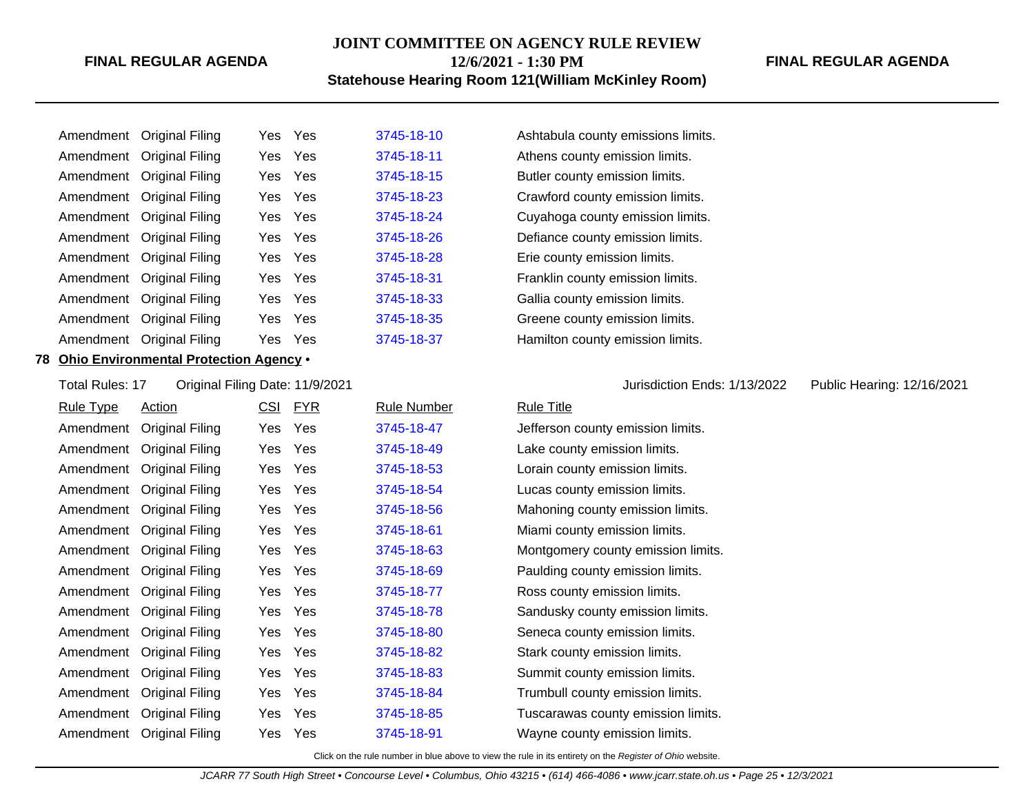| Rule Type | Action | CSI | FYR | Rule Number | Rule Title |
|---|---|---|---|---|---|
| Amendment | Original Filing | Yes | Yes | 3745-18-10 | Ashtabula county emissions limits. |
| Amendment | Original Filing | Yes | Yes | 3745-18-11 | Athens county emission limits. |
| Amendment | Original Filing | Yes | Yes | 3745-18-15 | Butler county emission limits. |
| Amendment | Original Filing | Yes | Yes | 3745-18-23 | Crawford county emission limits. |
| Amendment | Original Filing | Yes | Yes | 3745-18-24 | Cuyahoga county emission limits. |
| Amendment | Original Filing | Yes | Yes | 3745-18-26 | Defiance county emission limits. |
| Amendment | Original Filing | Yes | Yes | 3745-18-28 | Erie county emission limits. |
| Amendment | Original Filing | Yes | Yes | 3745-18-31 | Franklin county emission limits. |
| Amendment | Original Filing | Yes | Yes | 3745-18-33 | Gallia county emission limits. |
| Amendment | Original Filing | Yes | Yes | 3745-18-35 | Greene county emission limits. |
| Amendment | Original Filing | Yes | Yes | 3745-18-37 | Hamilton county emission limits. |

**78 Ohio Environmental Protection Agency •**

Total Rules: 17 Original Filing Date: 11/9/2021 Jurisdiction Ends: 1/13/2022 Public Hearing: 12/16/2021

| Rule Type | Action | CSI | FYR | Rule Number | Rule Title |
|---|---|---|---|---|---|
| Amendment | Original Filing | Yes | Yes | 3745-18-47 | Jefferson county emission limits. |
| Amendment | Original Filing | Yes | Yes | 3745-18-49 | Lake county emission limits. |
| Amendment | Original Filing | Yes | Yes | 3745-18-53 | Lorain county emission limits. |
| Amendment | Original Filing | Yes | Yes | 3745-18-54 | Lucas county emission limits. |
| Amendment | Original Filing | Yes | Yes | 3745-18-56 | Mahoning county emission limits. |
| Amendment | Original Filing | Yes | Yes | 3745-18-61 | Miami county emission limits. |
| Amendment | Original Filing | Yes | Yes | 3745-18-63 | Montgomery county emission limits. |
| Amendment | Original Filing | Yes | Yes | 3745-18-69 | Paulding county emission limits. |
| Amendment | Original Filing | Yes | Yes | 3745-18-77 | Ross county emission limits. |
| Amendment | Original Filing | Yes | Yes | 3745-18-78 | Sandusky county emission limits. |
| Amendment | Original Filing | Yes | Yes | 3745-18-80 | Seneca county emission limits. |
| Amendment | Original Filing | Yes | Yes | 3745-18-82 | Stark county emission limits. |
| Amendment | Original Filing | Yes | Yes | 3745-18-83 | Summit county emission limits. |
| Amendment | Original Filing | Yes | Yes | 3745-18-84 | Trumbull county emission limits. |
| Amendment | Original Filing | Yes | Yes | 3745-18-85 | Tuscarawas county emission limits. |
| Amendment | Original Filing | Yes | Yes | 3745-18-91 | Wayne county emission limits. |

Click on the rule number in blue above to view the rule in its entirety on the *Register of Ohio* website.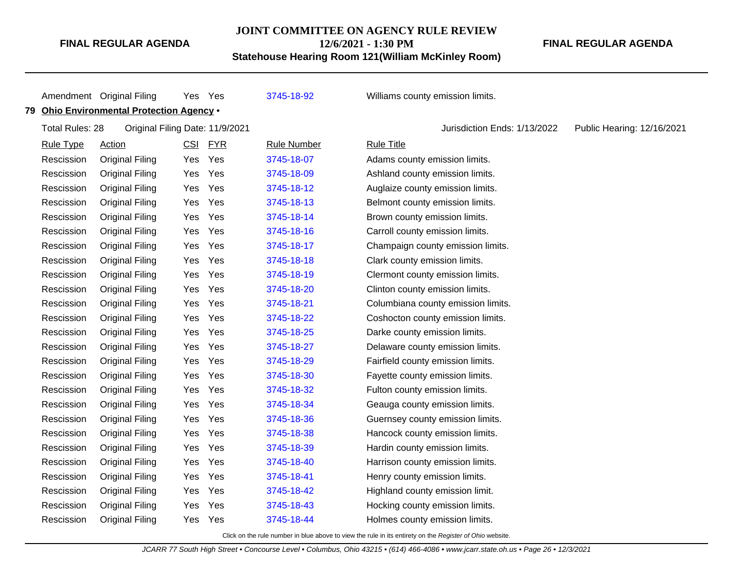| Amendment | Original Filing | Yes | Yes | 3745-18-92 | Williams county emission limits. |
|---|---|---|---|---|---|

**79 Ohio Environmental Protection Agency •**

Total Rules: 28 Original Filing Date: 11/9/2021 Jurisdiction Ends: 1/13/2022 Public Hearing: 12/16/2021

| Rule Type | Action | CSI | FYR | Rule Number | Rule Title |
|---|---|---|---|---|---|
| Rescission | Original Filing | Yes | Yes | 3745-18-07 | Adams county emission limits. |
| Rescission | Original Filing | Yes | Yes | 3745-18-09 | Ashland county emission limits. |
| Rescission | Original Filing | Yes | Yes | 3745-18-12 | Auglaize county emission limits. |
| Rescission | Original Filing | Yes | Yes | 3745-18-13 | Belmont county emission limits. |
| Rescission | Original Filing | Yes | Yes | 3745-18-14 | Brown county emission limits. |
| Rescission | Original Filing | Yes | Yes | 3745-18-16 | Carroll county emission limits. |
| Rescission | Original Filing | Yes | Yes | 3745-18-17 | Champaign county emission limits. |
| Rescission | Original Filing | Yes | Yes | 3745-18-18 | Clark county emission limits. |
| Rescission | Original Filing | Yes | Yes | 3745-18-19 | Clermont county emission limits. |
| Rescission | Original Filing | Yes | Yes | 3745-18-20 | Clinton county emission limits. |
| Rescission | Original Filing | Yes | Yes | 3745-18-21 | Columbiana county emission limits. |
| Rescission | Original Filing | Yes | Yes | 3745-18-22 | Coshocton county emission limits. |
| Rescission | Original Filing | Yes | Yes | 3745-18-25 | Darke county emission limits. |
| Rescission | Original Filing | Yes | Yes | 3745-18-27 | Delaware county emission limits. |
| Rescission | Original Filing | Yes | Yes | 3745-18-29 | Fairfield county emission limits. |
| Rescission | Original Filing | Yes | Yes | 3745-18-30 | Fayette county emission limits. |
| Rescission | Original Filing | Yes | Yes | 3745-18-32 | Fulton county emission limits. |
| Rescission | Original Filing | Yes | Yes | 3745-18-34 | Geauga county emission limits. |
| Rescission | Original Filing | Yes | Yes | 3745-18-36 | Guernsey county emission limits. |
| Rescission | Original Filing | Yes | Yes | 3745-18-38 | Hancock county emission limits. |
| Rescission | Original Filing | Yes | Yes | 3745-18-39 | Hardin county emission limits. |
| Rescission | Original Filing | Yes | Yes | 3745-18-40 | Harrison county emission limits. |
| Rescission | Original Filing | Yes | Yes | 3745-18-41 | Henry county emission limits. |
| Rescission | Original Filing | Yes | Yes | 3745-18-42 | Highland county emission limit. |
| Rescission | Original Filing | Yes | Yes | 3745-18-43 | Hocking county emission limits. |
| Rescission | Original Filing | Yes | Yes | 3745-18-44 | Holmes county emission limits. |

Click on the rule number in blue above to view the rule in its entirety on the *Register of Ohio* website.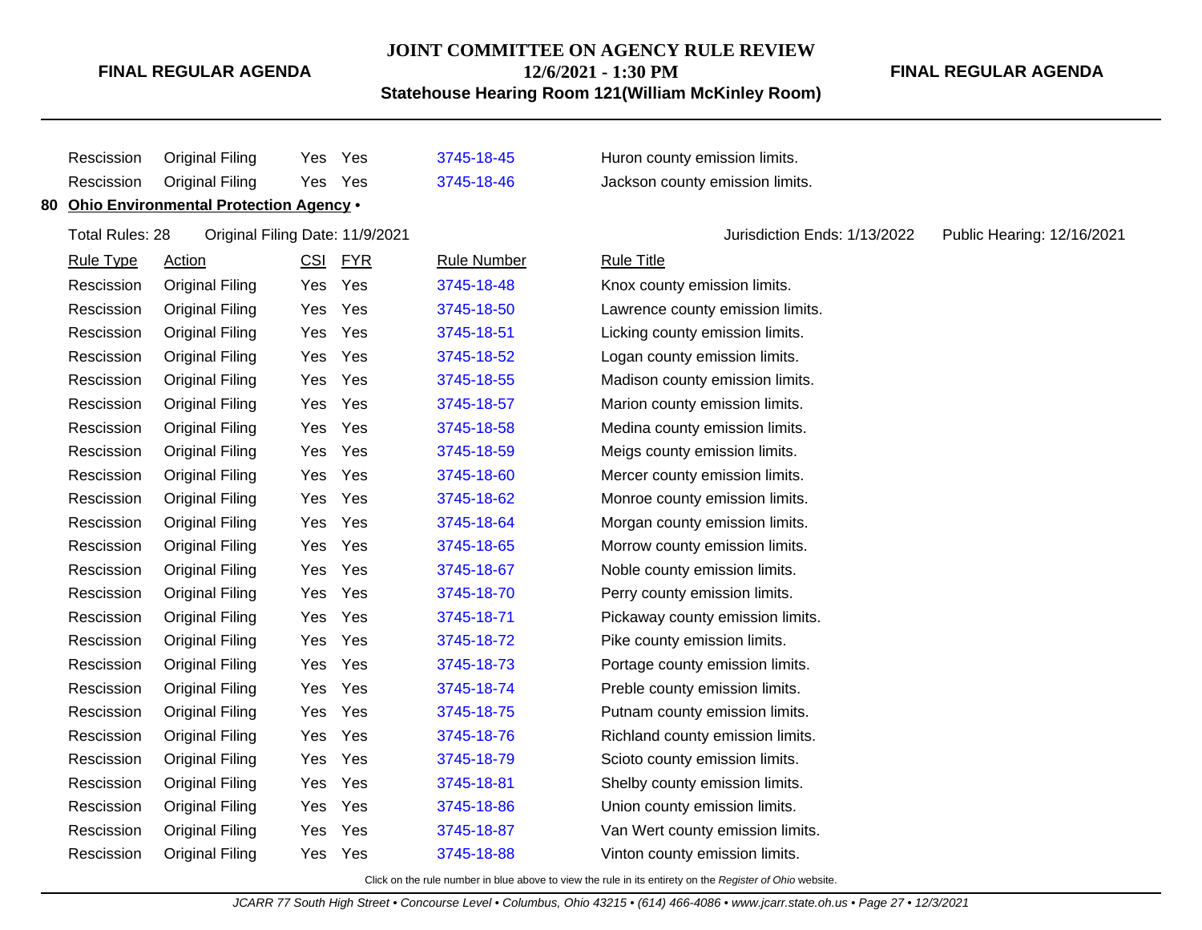| Rule Type | Action | CSI | FYR | Rule Number | Rule Title |
|---|---|---|---|---|---|
| Rescission | Original Filing | Yes | Yes | 3745-18-45 | Huron county emission limits. |
| Rescission | Original Filing | Yes | Yes | 3745-18-46 | Jackson county emission limits. |

**80 Ohio Environmental Protection Agency •**

Total Rules: 28 &nbsp;&nbsp; Original Filing Date: 11/9/2021 &nbsp;&nbsp; Jurisdiction Ends: 1/13/2022 &nbsp;&nbsp; Public Hearing: 12/16/2021

| Rule Type | Action | CSI | FYR | Rule Number | Rule Title |
|---|---|---|---|---|---|
| Rescission | Original Filing | Yes | Yes | 3745-18-48 | Knox county emission limits. |
| Rescission | Original Filing | Yes | Yes | 3745-18-50 | Lawrence county emission limits. |
| Rescission | Original Filing | Yes | Yes | 3745-18-51 | Licking county emission limits. |
| Rescission | Original Filing | Yes | Yes | 3745-18-52 | Logan county emission limits. |
| Rescission | Original Filing | Yes | Yes | 3745-18-55 | Madison county emission limits. |
| Rescission | Original Filing | Yes | Yes | 3745-18-57 | Marion county emission limits. |
| Rescission | Original Filing | Yes | Yes | 3745-18-58 | Medina county emission limits. |
| Rescission | Original Filing | Yes | Yes | 3745-18-59 | Meigs county emission limits. |
| Rescission | Original Filing | Yes | Yes | 3745-18-60 | Mercer county emission limits. |
| Rescission | Original Filing | Yes | Yes | 3745-18-62 | Monroe county emission limits. |
| Rescission | Original Filing | Yes | Yes | 3745-18-64 | Morgan county emission limits. |
| Rescission | Original Filing | Yes | Yes | 3745-18-65 | Morrow county emission limits. |
| Rescission | Original Filing | Yes | Yes | 3745-18-67 | Noble county emission limits. |
| Rescission | Original Filing | Yes | Yes | 3745-18-70 | Perry county emission limits. |
| Rescission | Original Filing | Yes | Yes | 3745-18-71 | Pickaway county emission limits. |
| Rescission | Original Filing | Yes | Yes | 3745-18-72 | Pike county emission limits. |
| Rescission | Original Filing | Yes | Yes | 3745-18-73 | Portage county emission limits. |
| Rescission | Original Filing | Yes | Yes | 3745-18-74 | Preble county emission limits. |
| Rescission | Original Filing | Yes | Yes | 3745-18-75 | Putnam county emission limits. |
| Rescission | Original Filing | Yes | Yes | 3745-18-76 | Richland county emission limits. |
| Rescission | Original Filing | Yes | Yes | 3745-18-79 | Scioto county emission limits. |
| Rescission | Original Filing | Yes | Yes | 3745-18-81 | Shelby county emission limits. |
| Rescission | Original Filing | Yes | Yes | 3745-18-86 | Union county emission limits. |
| Rescission | Original Filing | Yes | Yes | 3745-18-87 | Van Wert county emission limits. |
| Rescission | Original Filing | Yes | Yes | 3745-18-88 | Vinton county emission limits. |

Click on the rule number in blue above to view the rule in its entirety on the *Register of Ohio* website.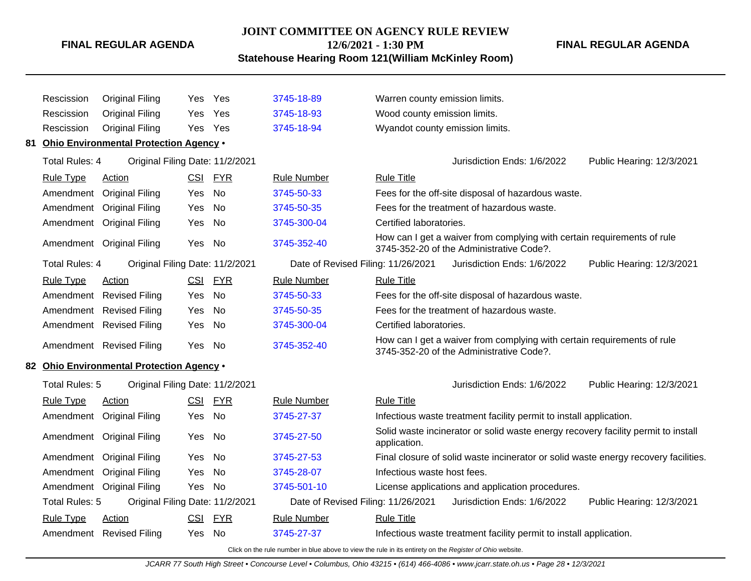| Rule Type | Action | CSI | FYR | Rule Number | Rule Title |
|---|---|---|---|---|---|
| Rescission | Original Filing | Yes | Yes | 3745-18-89 | Warren county emission limits. |
| Rescission | Original Filing | Yes | Yes | 3745-18-93 | Wood county emission limits. |
| Rescission | Original Filing | Yes | Yes | 3745-18-94 | Wyandot county emission limits. |

## 81 Ohio Environmental Protection Agency •

Total Rules: 4 — Original Filing Date: 11/2/2021 — Jurisdiction Ends: 1/6/2022 — Public Hearing: 12/3/2021

| Rule Type | Action | CSI | FYR | Rule Number | Rule Title |
|---|---|---|---|---|---|
| Amendment | Original Filing | Yes | No | 3745-50-33 | Fees for the off-site disposal of hazardous waste. |
| Amendment | Original Filing | Yes | No | 3745-50-35 | Fees for the treatment of hazardous waste. |
| Amendment | Original Filing | Yes | No | 3745-300-04 | Certified laboratories. |
| Amendment | Original Filing | Yes | No | 3745-352-40 | How can I get a waiver from complying with certain requirements of rule 3745-352-20 of the Administrative Code?. |

Total Rules: 4 — Original Filing Date: 11/2/2021 — Date of Revised Filing: 11/26/2021 — Jurisdiction Ends: 1/6/2022 — Public Hearing: 12/3/2021

| Rule Type | Action | CSI | FYR | Rule Number | Rule Title |
|---|---|---|---|---|---|
| Amendment | Revised Filing | Yes | No | 3745-50-33 | Fees for the off-site disposal of hazardous waste. |
| Amendment | Revised Filing | Yes | No | 3745-50-35 | Fees for the treatment of hazardous waste. |
| Amendment | Revised Filing | Yes | No | 3745-300-04 | Certified laboratories. |
| Amendment | Revised Filing | Yes | No | 3745-352-40 | How can I get a waiver from complying with certain requirements of rule 3745-352-20 of the Administrative Code?. |

## 82 Ohio Environmental Protection Agency •

Total Rules: 5 — Original Filing Date: 11/2/2021 — Jurisdiction Ends: 1/6/2022 — Public Hearing: 12/3/2021

| Rule Type | Action | CSI | FYR | Rule Number | Rule Title |
|---|---|---|---|---|---|
| Amendment | Original Filing | Yes | No | 3745-27-37 | Infectious waste treatment facility permit to install application. |
| Amendment | Original Filing | Yes | No | 3745-27-50 | Solid waste incinerator or solid waste energy recovery facility permit to install application. |
| Amendment | Original Filing | Yes | No | 3745-27-53 | Final closure of solid waste incinerator or solid waste energy recovery facilities. |
| Amendment | Original Filing | Yes | No | 3745-28-07 | Infectious waste host fees. |
| Amendment | Original Filing | Yes | No | 3745-501-10 | License applications and application procedures. |

Total Rules: 5 — Original Filing Date: 11/2/2021 — Date of Revised Filing: 11/26/2021 — Jurisdiction Ends: 1/6/2022 — Public Hearing: 12/3/2021

| Rule Type | Action | CSI | FYR | Rule Number | Rule Title |
|---|---|---|---|---|---|
| Amendment | Revised Filing | Yes | No | 3745-27-37 | Infectious waste treatment facility permit to install application. |

Click on the rule number in blue above to view the rule in its entirety on the *Register of Ohio* website.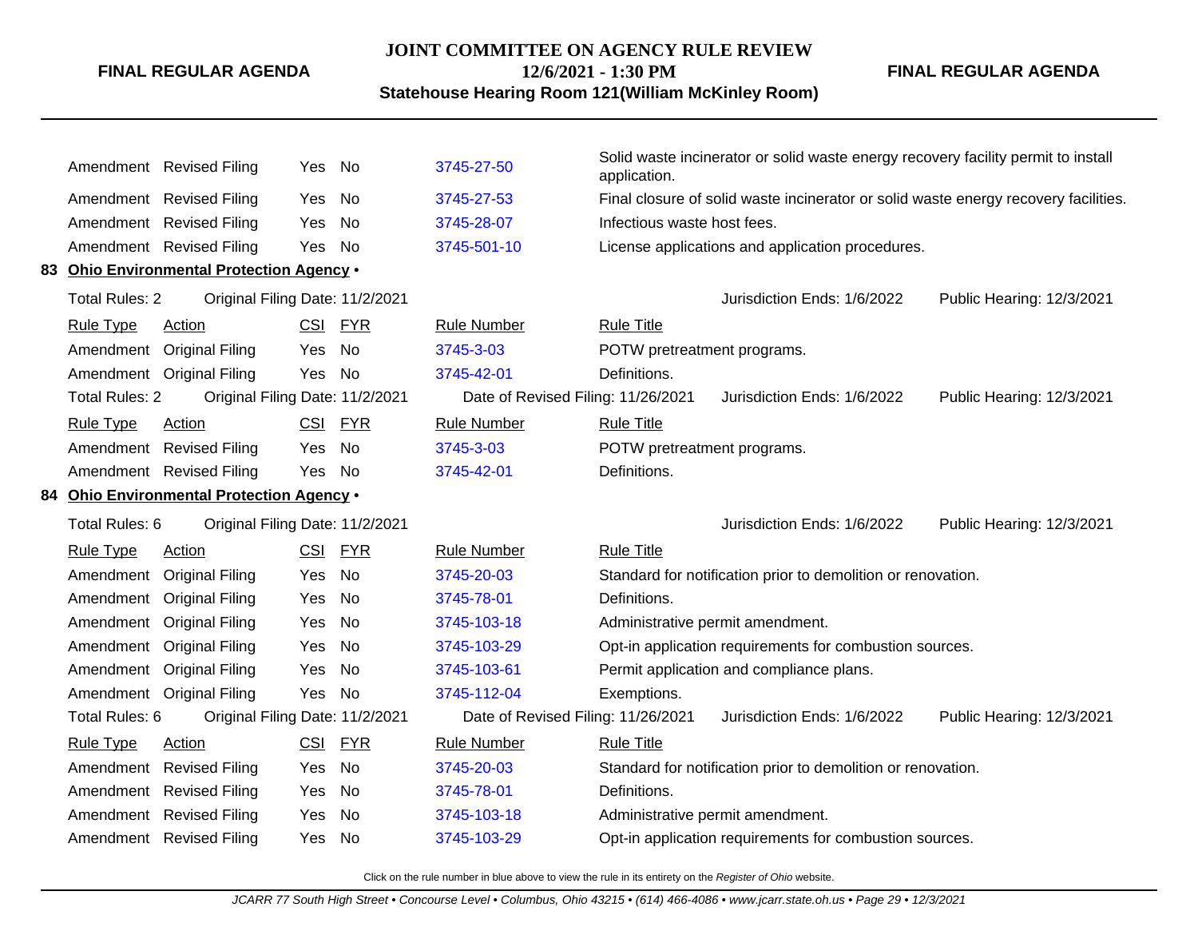| Rule Type | Action | CSI | FYR | Rule Number | Rule Title |
|---|---|---|---|---|---|
| Amendment | Revised Filing | Yes | No | 3745-27-50 | Solid waste incinerator or solid waste energy recovery facility permit to install application. |
| Amendment | Revised Filing | Yes | No | 3745-27-53 | Final closure of solid waste incinerator or solid waste energy recovery facilities. |
| Amendment | Revised Filing | Yes | No | 3745-28-07 | Infectious waste host fees. |
| Amendment | Revised Filing | Yes | No | 3745-501-10 | License applications and application procedures. |

## 83 Ohio Environmental Protection Agency •

Total Rules: 2 Original Filing Date: 11/2/2021 Jurisdiction Ends: 1/6/2022 Public Hearing: 12/3/2021

| Rule Type | Action | CSI | FYR | Rule Number | Rule Title |
|---|---|---|---|---|---|
| Amendment | Original Filing | Yes | No | 3745-3-03 | POTW pretreatment programs. |
| Amendment | Original Filing | Yes | No | 3745-42-01 | Definitions. |

Total Rules: 2 Original Filing Date: 11/2/2021 Date of Revised Filing: 11/26/2021 Jurisdiction Ends: 1/6/2022 Public Hearing: 12/3/2021

| Rule Type | Action | CSI | FYR | Rule Number | Rule Title |
|---|---|---|---|---|---|
| Amendment | Revised Filing | Yes | No | 3745-3-03 | POTW pretreatment programs. |
| Amendment | Revised Filing | Yes | No | 3745-42-01 | Definitions. |

## 84 Ohio Environmental Protection Agency •

Total Rules: 6 Original Filing Date: 11/2/2021 Jurisdiction Ends: 1/6/2022 Public Hearing: 12/3/2021

| Rule Type | Action | CSI | FYR | Rule Number | Rule Title |
|---|---|---|---|---|---|
| Amendment | Original Filing | Yes | No | 3745-20-03 | Standard for notification prior to demolition or renovation. |
| Amendment | Original Filing | Yes | No | 3745-78-01 | Definitions. |
| Amendment | Original Filing | Yes | No | 3745-103-18 | Administrative permit amendment. |
| Amendment | Original Filing | Yes | No | 3745-103-29 | Opt-in application requirements for combustion sources. |
| Amendment | Original Filing | Yes | No | 3745-103-61 | Permit application and compliance plans. |
| Amendment | Original Filing | Yes | No | 3745-112-04 | Exemptions. |

Total Rules: 6 Original Filing Date: 11/2/2021 Date of Revised Filing: 11/26/2021 Jurisdiction Ends: 1/6/2022 Public Hearing: 12/3/2021

| Rule Type | Action | CSI | FYR | Rule Number | Rule Title |
|---|---|---|---|---|---|
| Amendment | Revised Filing | Yes | No | 3745-20-03 | Standard for notification prior to demolition or renovation. |
| Amendment | Revised Filing | Yes | No | 3745-78-01 | Definitions. |
| Amendment | Revised Filing | Yes | No | 3745-103-18 | Administrative permit amendment. |
| Amendment | Revised Filing | Yes | No | 3745-103-29 | Opt-in application requirements for combustion sources. |

Click on the rule number in blue above to view the rule in its entirety on the *Register of Ohio* website.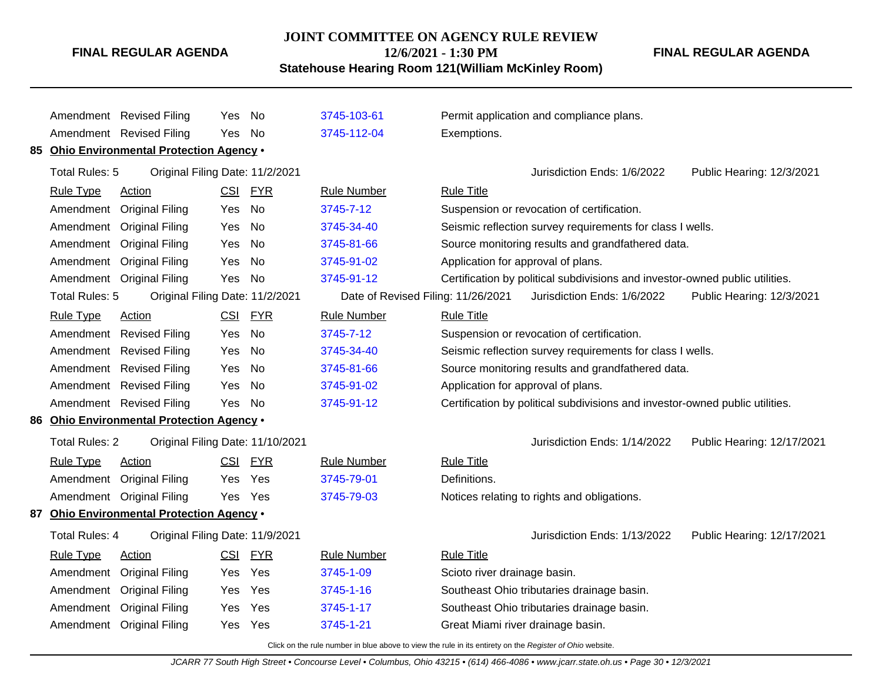| Rule Type | Action | CSI | FYR | Rule Number | Rule Title |
|---|---|---|---|---|---|
| Amendment | Revised Filing | Yes | No | 3745-103-61 | Permit application and compliance plans. |
| Amendment | Revised Filing | Yes | No | 3745-112-04 | Exemptions. |

**85 Ohio Environmental Protection Agency •**

Total Rules: 5 Original Filing Date: 11/2/2021 Jurisdiction Ends: 1/6/2022 Public Hearing: 12/3/2021

| Rule Type | Action | CSI | FYR | Rule Number | Rule Title |
|---|---|---|---|---|---|
| Amendment | Original Filing | Yes | No | 3745-7-12 | Suspension or revocation of certification. |
| Amendment | Original Filing | Yes | No | 3745-34-40 | Seismic reflection survey requirements for class I wells. |
| Amendment | Original Filing | Yes | No | 3745-81-66 | Source monitoring results and grandfathered data. |
| Amendment | Original Filing | Yes | No | 3745-91-02 | Application for approval of plans. |
| Amendment | Original Filing | Yes | No | 3745-91-12 | Certification by political subdivisions and investor-owned public utilities. |

Total Rules: 5 Original Filing Date: 11/2/2021 Date of Revised Filing: 11/26/2021 Jurisdiction Ends: 1/6/2022 Public Hearing: 12/3/2021

| Rule Type | Action | CSI | FYR | Rule Number | Rule Title |
|---|---|---|---|---|---|
| Amendment | Revised Filing | Yes | No | 3745-7-12 | Suspension or revocation of certification. |
| Amendment | Revised Filing | Yes | No | 3745-34-40 | Seismic reflection survey requirements for class I wells. |
| Amendment | Revised Filing | Yes | No | 3745-81-66 | Source monitoring results and grandfathered data. |
| Amendment | Revised Filing | Yes | No | 3745-91-02 | Application for approval of plans. |
| Amendment | Revised Filing | Yes | No | 3745-91-12 | Certification by political subdivisions and investor-owned public utilities. |

**86 Ohio Environmental Protection Agency •**

Total Rules: 2 Original Filing Date: 11/10/2021 Jurisdiction Ends: 1/14/2022 Public Hearing: 12/17/2021

| Rule Type | Action | CSI | FYR | Rule Number | Rule Title |
|---|---|---|---|---|---|
| Amendment | Original Filing | Yes | Yes | 3745-79-01 | Definitions. |
| Amendment | Original Filing | Yes | Yes | 3745-79-03 | Notices relating to rights and obligations. |

**87 Ohio Environmental Protection Agency •**

Total Rules: 4 Original Filing Date: 11/9/2021 Jurisdiction Ends: 1/13/2022 Public Hearing: 12/17/2021

| Rule Type | Action | CSI | FYR | Rule Number | Rule Title |
|---|---|---|---|---|---|
| Amendment | Original Filing | Yes | Yes | 3745-1-09 | Scioto river drainage basin. |
| Amendment | Original Filing | Yes | Yes | 3745-1-16 | Southeast Ohio tributaries drainage basin. |
| Amendment | Original Filing | Yes | Yes | 3745-1-17 | Southeast Ohio tributaries drainage basin. |
| Amendment | Original Filing | Yes | Yes | 3745-1-21 | Great Miami river drainage basin. |

Click on the rule number in blue above to view the rule in its entirety on the *Register of Ohio* website.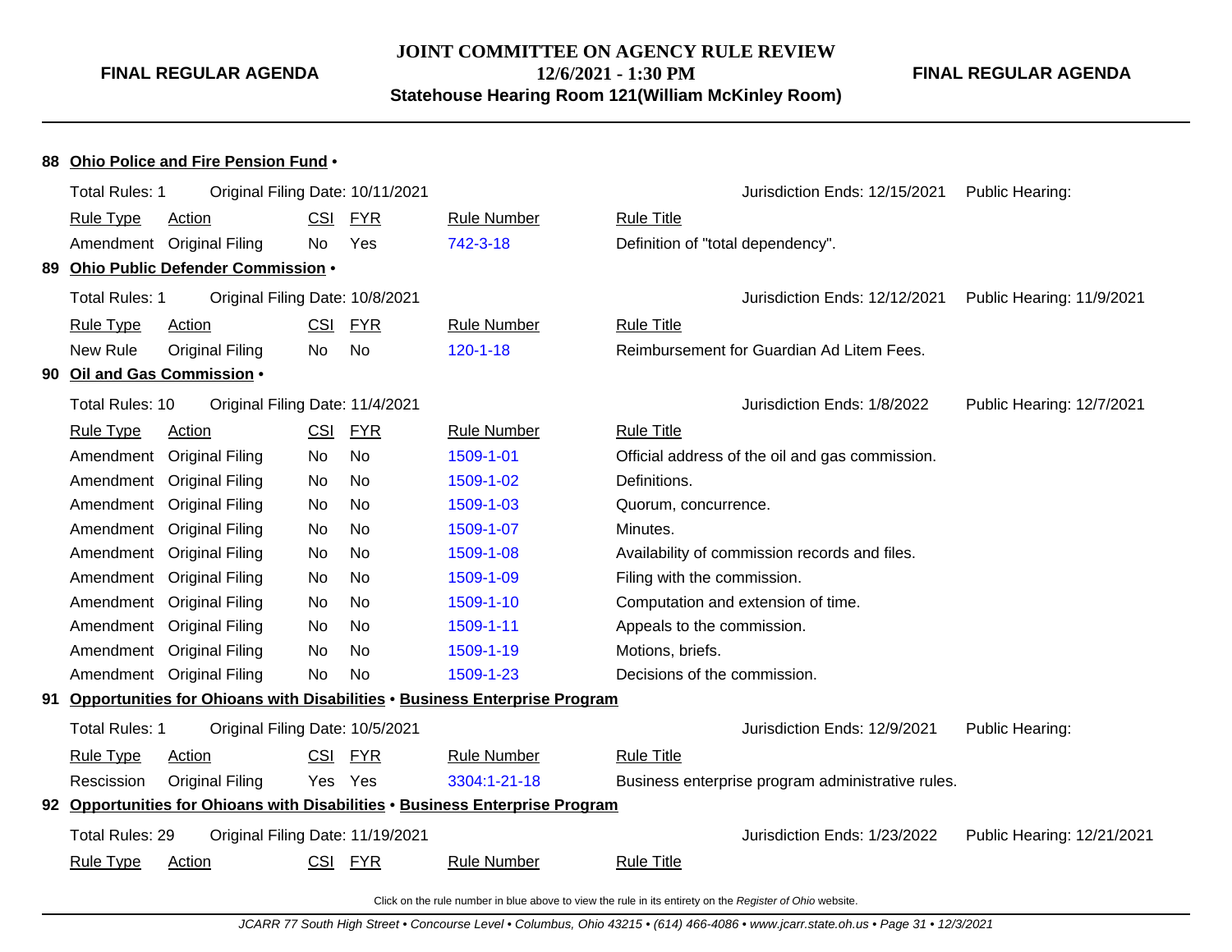**88 Ohio Police and Fire Pension Fund •**

Total Rules: 1 | Original Filing Date: 10/11/2021 | Jurisdiction Ends: 12/15/2021 | Public Hearing:

| Rule Type | Action | CSI | FYR | Rule Number | Rule Title |
|---|---|---|---|---|---|
| Amendment | Original Filing | No | Yes | 742-3-18 | Definition of "total dependency". |

**89 Ohio Public Defender Commission •**

Total Rules: 1 | Original Filing Date: 10/8/2021 | Jurisdiction Ends: 12/12/2021 | Public Hearing: 11/9/2021

| Rule Type | Action | CSI | FYR | Rule Number | Rule Title |
|---|---|---|---|---|---|
| New Rule | Original Filing | No | No | 120-1-18 | Reimbursement for Guardian Ad Litem Fees. |

**90 Oil and Gas Commission •**

Total Rules: 10 | Original Filing Date: 11/4/2021 | Jurisdiction Ends: 1/8/2022 | Public Hearing: 12/7/2021

| Rule Type | Action | CSI | FYR | Rule Number | Rule Title |
|---|---|---|---|---|---|
| Amendment | Original Filing | No | No | 1509-1-01 | Official address of the oil and gas commission. |
| Amendment | Original Filing | No | No | 1509-1-02 | Definitions. |
| Amendment | Original Filing | No | No | 1509-1-03 | Quorum, concurrence. |
| Amendment | Original Filing | No | No | 1509-1-07 | Minutes. |
| Amendment | Original Filing | No | No | 1509-1-08 | Availability of commission records and files. |
| Amendment | Original Filing | No | No | 1509-1-09 | Filing with the commission. |
| Amendment | Original Filing | No | No | 1509-1-10 | Computation and extension of time. |
| Amendment | Original Filing | No | No | 1509-1-11 | Appeals to the commission. |
| Amendment | Original Filing | No | No | 1509-1-19 | Motions, briefs. |
| Amendment | Original Filing | No | No | 1509-1-23 | Decisions of the commission. |

**91 Opportunities for Ohioans with Disabilities • Business Enterprise Program**

Total Rules: 1 | Original Filing Date: 10/5/2021 | Jurisdiction Ends: 12/9/2021 | Public Hearing:

| Rule Type | Action | CSI | FYR | Rule Number | Rule Title |
|---|---|---|---|---|---|
| Rescission | Original Filing | Yes | Yes | 3304:1-21-18 | Business enterprise program administrative rules. |

**92 Opportunities for Ohioans with Disabilities • Business Enterprise Program**

Total Rules: 29 | Original Filing Date: 11/19/2021 | Jurisdiction Ends: 1/23/2022 | Public Hearing: 12/21/2021

| Rule Type | Action | CSI | FYR | Rule Number | Rule Title |
|---|---|---|---|---|---|

Click on the rule number in blue above to view the rule in its entirety on the *Register of Ohio* website.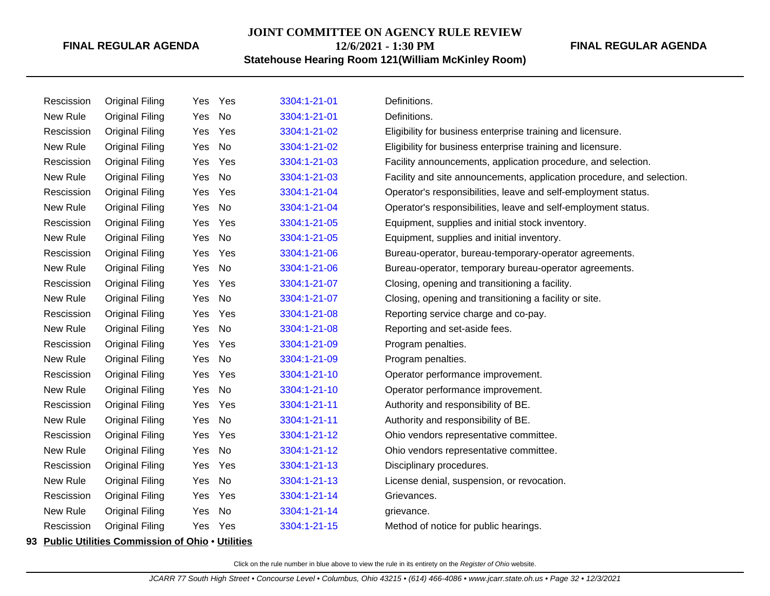| | | | | | |
|---|---|---|---|---|---|
| Rescission | Original Filing | Yes | Yes | 3304:1-21-01 | Definitions. |
| New Rule | Original Filing | Yes | No | 3304:1-21-01 | Definitions. |
| Rescission | Original Filing | Yes | Yes | 3304:1-21-02 | Eligibility for business enterprise training and licensure. |
| New Rule | Original Filing | Yes | No | 3304:1-21-02 | Eligibility for business enterprise training and licensure. |
| Rescission | Original Filing | Yes | Yes | 3304:1-21-03 | Facility announcements, application procedure, and selection. |
| New Rule | Original Filing | Yes | No | 3304:1-21-03 | Facility and site announcements, application procedure, and selection. |
| Rescission | Original Filing | Yes | Yes | 3304:1-21-04 | Operator's responsibilities, leave and self-employment status. |
| New Rule | Original Filing | Yes | No | 3304:1-21-04 | Operator's responsibilities, leave and self-employment status. |
| Rescission | Original Filing | Yes | Yes | 3304:1-21-05 | Equipment, supplies and initial stock inventory. |
| New Rule | Original Filing | Yes | No | 3304:1-21-05 | Equipment, supplies and initial inventory. |
| Rescission | Original Filing | Yes | Yes | 3304:1-21-06 | Bureau-operator, bureau-temporary-operator agreements. |
| New Rule | Original Filing | Yes | No | 3304:1-21-06 | Bureau-operator, temporary bureau-operator agreements. |
| Rescission | Original Filing | Yes | Yes | 3304:1-21-07 | Closing, opening and transitioning a facility. |
| New Rule | Original Filing | Yes | No | 3304:1-21-07 | Closing, opening and transitioning a facility or site. |
| Rescission | Original Filing | Yes | Yes | 3304:1-21-08 | Reporting service charge and co-pay. |
| New Rule | Original Filing | Yes | No | 3304:1-21-08 | Reporting and set-aside fees. |
| Rescission | Original Filing | Yes | Yes | 3304:1-21-09 | Program penalties. |
| New Rule | Original Filing | Yes | No | 3304:1-21-09 | Program penalties. |
| Rescission | Original Filing | Yes | Yes | 3304:1-21-10 | Operator performance improvement. |
| New Rule | Original Filing | Yes | No | 3304:1-21-10 | Operator performance improvement. |
| Rescission | Original Filing | Yes | Yes | 3304:1-21-11 | Authority and responsibility of BE. |
| New Rule | Original Filing | Yes | No | 3304:1-21-11 | Authority and responsibility of BE. |
| Rescission | Original Filing | Yes | Yes | 3304:1-21-12 | Ohio vendors representative committee. |
| New Rule | Original Filing | Yes | No | 3304:1-21-12 | Ohio vendors representative committee. |
| Rescission | Original Filing | Yes | Yes | 3304:1-21-13 | Disciplinary procedures. |
| New Rule | Original Filing | Yes | No | 3304:1-21-13 | License denial, suspension, or revocation. |
| Rescission | Original Filing | Yes | Yes | 3304:1-21-14 | Grievances. |
| New Rule | Original Filing | Yes | No | 3304:1-21-14 | grievance. |
| Rescission | Original Filing | Yes | Yes | 3304:1-21-15 | Method of notice for public hearings. |

**93 Public Utilities Commission of Ohio • Utilities**

Click on the rule number in blue above to view the rule in its entirety on the *Register of Ohio* website.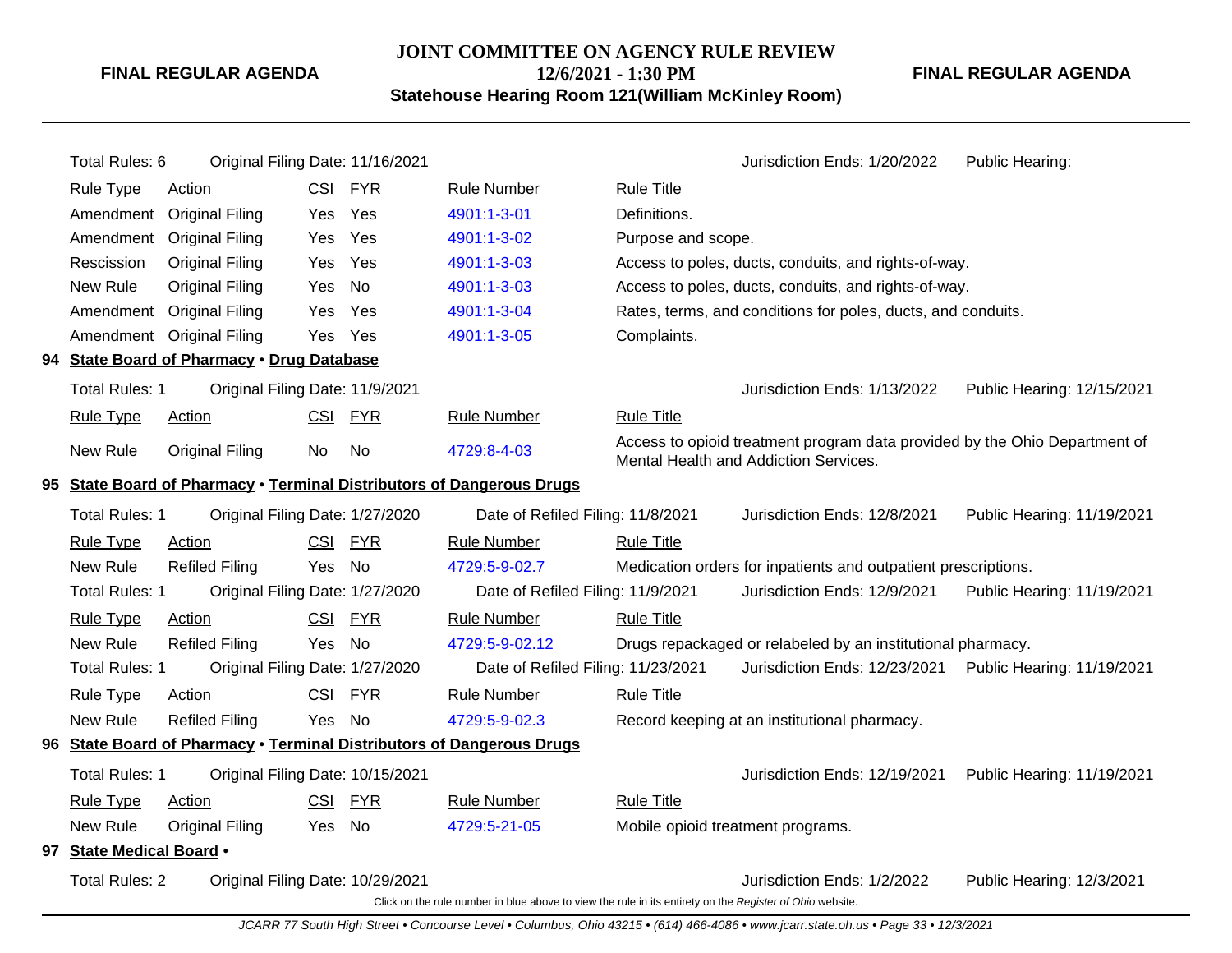Total Rules: 6 | Original Filing Date: 11/16/2021 | Jurisdiction Ends: 1/20/2022 | Public Hearing:

| Rule Type | Action | CSI | FYR | Rule Number | Rule Title |
|---|---|---|---|---|---|
| Amendment | Original Filing | Yes | Yes | 4901:1-3-01 | Definitions. |
| Amendment | Original Filing | Yes | Yes | 4901:1-3-02 | Purpose and scope. |
| Rescission | Original Filing | Yes | Yes | 4901:1-3-03 | Access to poles, ducts, conduits, and rights-of-way. |
| New Rule | Original Filing | Yes | No | 4901:1-3-03 | Access to poles, ducts, conduits, and rights-of-way. |
| Amendment | Original Filing | Yes | Yes | 4901:1-3-04 | Rates, terms, and conditions for poles, ducts, and conduits. |
| Amendment | Original Filing | Yes | Yes | 4901:1-3-05 | Complaints. |

## 94 State Board of Pharmacy • Drug Database

Total Rules: 1 | Original Filing Date: 11/9/2021 | Jurisdiction Ends: 1/13/2022 | Public Hearing: 12/15/2021

| Rule Type | Action | CSI | FYR | Rule Number | Rule Title |
|---|---|---|---|---|---|
| New Rule | Original Filing | No | No | 4729:8-4-03 | Access to opioid treatment program data provided by the Ohio Department of Mental Health and Addiction Services. |

## 95 State Board of Pharmacy • Terminal Distributors of Dangerous Drugs

Total Rules: 1 | Original Filing Date: 1/27/2020 | Date of Refiled Filing: 11/8/2021 | Jurisdiction Ends: 12/8/2021 | Public Hearing: 11/19/2021

| Rule Type | Action | CSI | FYR | Rule Number | Rule Title |
|---|---|---|---|---|---|
| New Rule | Refiled Filing | Yes | No | 4729:5-9-02.7 | Medication orders for inpatients and outpatient prescriptions. |

Total Rules: 1 | Original Filing Date: 1/27/2020 | Date of Refiled Filing: 11/9/2021 | Jurisdiction Ends: 12/9/2021 | Public Hearing: 11/19/2021

| Rule Type | Action | CSI | FYR | Rule Number | Rule Title |
|---|---|---|---|---|---|
| New Rule | Refiled Filing | Yes | No | 4729:5-9-02.12 | Drugs repackaged or relabeled by an institutional pharmacy. |

Total Rules: 1 | Original Filing Date: 1/27/2020 | Date of Refiled Filing: 11/23/2021 | Jurisdiction Ends: 12/23/2021 | Public Hearing: 11/19/2021

| Rule Type | Action | CSI | FYR | Rule Number | Rule Title |
|---|---|---|---|---|---|
| New Rule | Refiled Filing | Yes | No | 4729:5-9-02.3 | Record keeping at an institutional pharmacy. |

## 96 State Board of Pharmacy • Terminal Distributors of Dangerous Drugs

Total Rules: 1 | Original Filing Date: 10/15/2021 | Jurisdiction Ends: 12/19/2021 | Public Hearing: 11/19/2021

| Rule Type | Action | CSI | FYR | Rule Number | Rule Title |
|---|---|---|---|---|---|
| New Rule | Original Filing | Yes | No | 4729:5-21-05 | Mobile opioid treatment programs. |

## 97 State Medical Board •

Total Rules: 2 | Original Filing Date: 10/29/2021 | Jurisdiction Ends: 1/2/2022 | Public Hearing: 12/3/2021

Click on the rule number in blue above to view the rule in its entirety on the *Register of Ohio* website.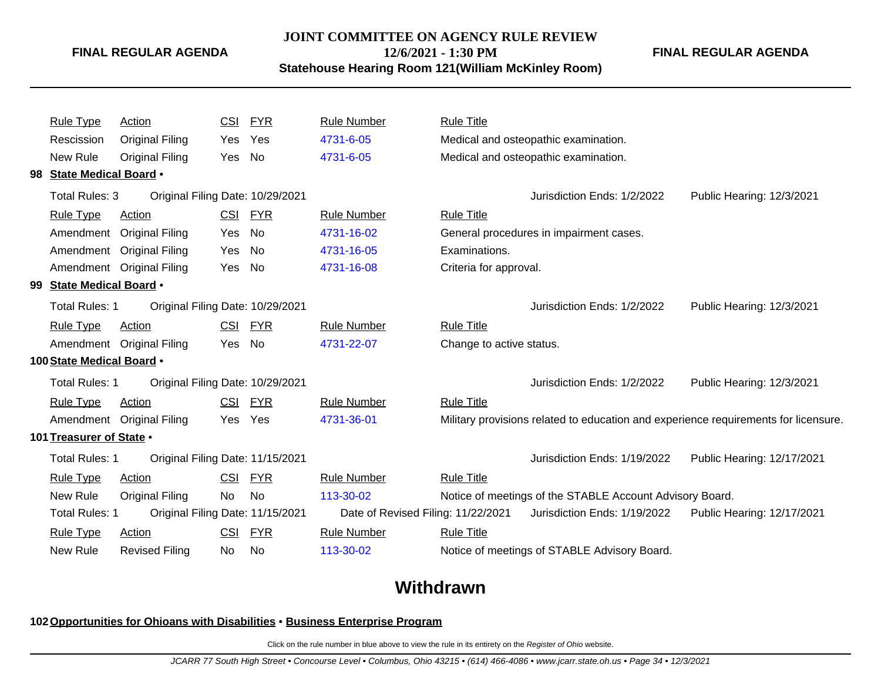| Rule Type | Action | CSI | FYR | Rule Number | Rule Title |
|---|---|---|---|---|---|
| Rescission | Original Filing | Yes | Yes | 4731-6-05 | Medical and osteopathic examination. |
| New Rule | Original Filing | Yes | No | 4731-6-05 | Medical and osteopathic examination. |

**98 State Medical Board •**

Total Rules: 3 | Original Filing Date: 10/29/2021 | Jurisdiction Ends: 1/2/2022 | Public Hearing: 12/3/2021

| Rule Type | Action | CSI | FYR | Rule Number | Rule Title |
|---|---|---|---|---|---|
| Amendment | Original Filing | Yes | No | 4731-16-02 | General procedures in impairment cases. |
| Amendment | Original Filing | Yes | No | 4731-16-05 | Examinations. |
| Amendment | Original Filing | Yes | No | 4731-16-08 | Criteria for approval. |

**99 State Medical Board •**

Total Rules: 1 | Original Filing Date: 10/29/2021 | Jurisdiction Ends: 1/2/2022 | Public Hearing: 12/3/2021

| Rule Type | Action | CSI | FYR | Rule Number | Rule Title |
|---|---|---|---|---|---|
| Amendment | Original Filing | Yes | No | 4731-22-07 | Change to active status. |

**100 State Medical Board •**

Total Rules: 1 | Original Filing Date: 10/29/2021 | Jurisdiction Ends: 1/2/2022 | Public Hearing: 12/3/2021

| Rule Type | Action | CSI | FYR | Rule Number | Rule Title |
|---|---|---|---|---|---|
| Amendment | Original Filing | Yes | Yes | 4731-36-01 | Military provisions related to education and experience requirements for licensure. |

**101 Treasurer of State •**

Total Rules: 1 | Original Filing Date: 11/15/2021 | Jurisdiction Ends: 1/19/2022 | Public Hearing: 12/17/2021

| Rule Type | Action | CSI | FYR | Rule Number | Rule Title |
|---|---|---|---|---|---|
| New Rule | Original Filing | No | No | 113-30-02 | Notice of meetings of the STABLE Account Advisory Board. |

Total Rules: 1 | Original Filing Date: 11/15/2021 | Date of Revised Filing: 11/22/2021 | Jurisdiction Ends: 1/19/2022 | Public Hearing: 12/17/2021

| Rule Type | Action | CSI | FYR | Rule Number | Rule Title |
|---|---|---|---|---|---|
| New Rule | Revised Filing | No | No | 113-30-02 | Notice of meetings of STABLE Advisory Board. |

## Withdrawn

**102 Opportunities for Ohioans with Disabilities • Business Enterprise Program**

Click on the rule number in blue above to view the rule in its entirety on the *Register of Ohio* website.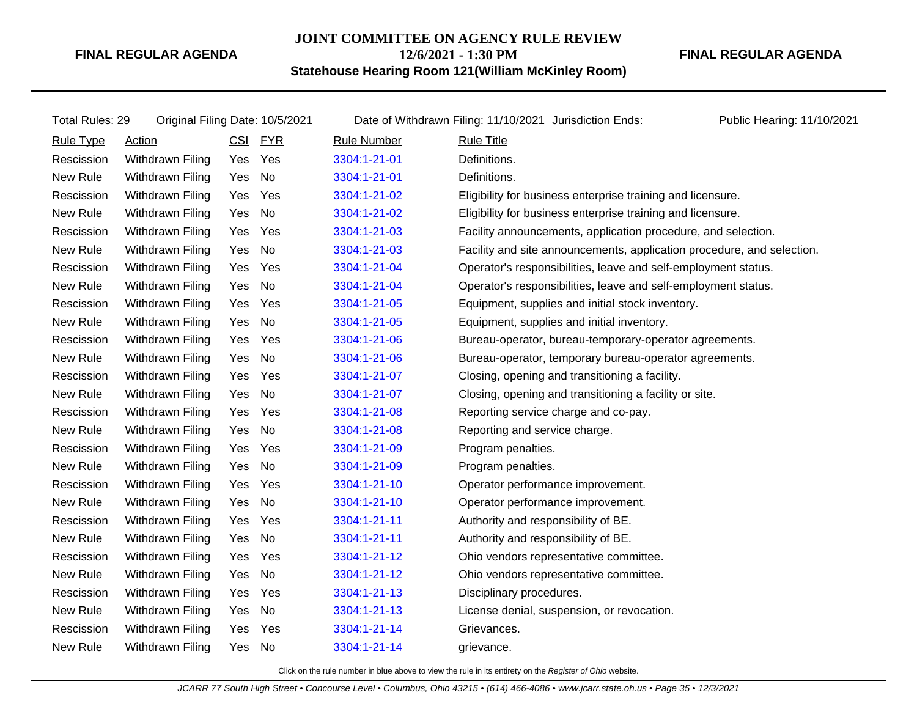**FINAL REGULAR AGENDA**

**JOINT COMMITTEE ON AGENCY RULE REVIEW**

**12/6/2021 - 1:30 PM**

**Statehouse Hearing Room 121(William McKinley Room)**

**FINAL REGULAR AGENDA**

Total Rules: 29 Original Filing Date: 10/5/2021 Date of Withdrawn Filing: 11/10/2021 Jurisdiction Ends: Public Hearing: 11/10/2021

| Rule Type | Action | CSI | FYR | Rule Number | Rule Title |
|---|---|---|---|---|---|
| Rescission | Withdrawn Filing | Yes | Yes | 3304:1-21-01 | Definitions. |
| New Rule | Withdrawn Filing | Yes | No | 3304:1-21-01 | Definitions. |
| Rescission | Withdrawn Filing | Yes | Yes | 3304:1-21-02 | Eligibility for business enterprise training and licensure. |
| New Rule | Withdrawn Filing | Yes | No | 3304:1-21-02 | Eligibility for business enterprise training and licensure. |
| Rescission | Withdrawn Filing | Yes | Yes | 3304:1-21-03 | Facility announcements, application procedure, and selection. |
| New Rule | Withdrawn Filing | Yes | No | 3304:1-21-03 | Facility and site announcements, application procedure, and selection. |
| Rescission | Withdrawn Filing | Yes | Yes | 3304:1-21-04 | Operator's responsibilities, leave and self-employment status. |
| New Rule | Withdrawn Filing | Yes | No | 3304:1-21-04 | Operator's responsibilities, leave and self-employment status. |
| Rescission | Withdrawn Filing | Yes | Yes | 3304:1-21-05 | Equipment, supplies and initial stock inventory. |
| New Rule | Withdrawn Filing | Yes | No | 3304:1-21-05 | Equipment, supplies and initial inventory. |
| Rescission | Withdrawn Filing | Yes | Yes | 3304:1-21-06 | Bureau-operator, bureau-temporary-operator agreements. |
| New Rule | Withdrawn Filing | Yes | No | 3304:1-21-06 | Bureau-operator, temporary bureau-operator agreements. |
| Rescission | Withdrawn Filing | Yes | Yes | 3304:1-21-07 | Closing, opening and transitioning a facility. |
| New Rule | Withdrawn Filing | Yes | No | 3304:1-21-07 | Closing, opening and transitioning a facility or site. |
| Rescission | Withdrawn Filing | Yes | Yes | 3304:1-21-08 | Reporting service charge and co-pay. |
| New Rule | Withdrawn Filing | Yes | No | 3304:1-21-08 | Reporting and service charge. |
| Rescission | Withdrawn Filing | Yes | Yes | 3304:1-21-09 | Program penalties. |
| New Rule | Withdrawn Filing | Yes | No | 3304:1-21-09 | Program penalties. |
| Rescission | Withdrawn Filing | Yes | Yes | 3304:1-21-10 | Operator performance improvement. |
| New Rule | Withdrawn Filing | Yes | No | 3304:1-21-10 | Operator performance improvement. |
| Rescission | Withdrawn Filing | Yes | Yes | 3304:1-21-11 | Authority and responsibility of BE. |
| New Rule | Withdrawn Filing | Yes | No | 3304:1-21-11 | Authority and responsibility of BE. |
| Rescission | Withdrawn Filing | Yes | Yes | 3304:1-21-12 | Ohio vendors representative committee. |
| New Rule | Withdrawn Filing | Yes | No | 3304:1-21-12 | Ohio vendors representative committee. |
| Rescission | Withdrawn Filing | Yes | Yes | 3304:1-21-13 | Disciplinary procedures. |
| New Rule | Withdrawn Filing | Yes | No | 3304:1-21-13 | License denial, suspension, or revocation. |
| Rescission | Withdrawn Filing | Yes | Yes | 3304:1-21-14 | Grievances. |
| New Rule | Withdrawn Filing | Yes | No | 3304:1-21-14 | grievance. |

Click on the rule number in blue above to view the rule in its entirety on the *Register of Ohio* website.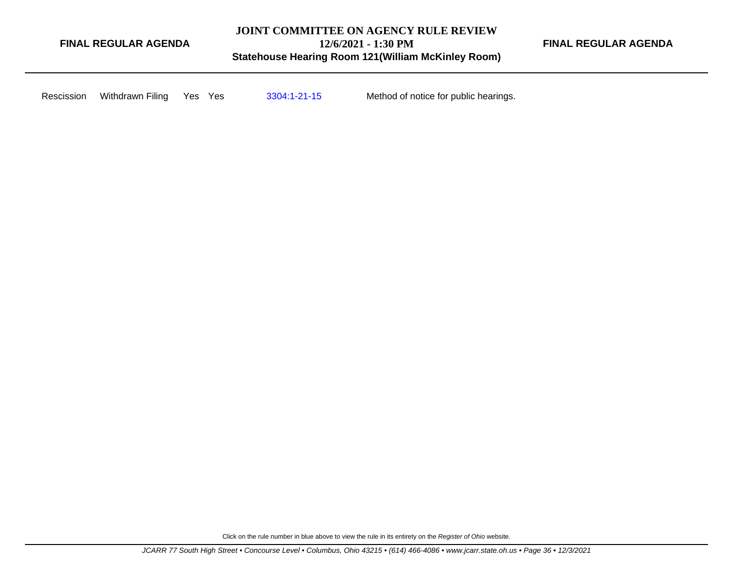| | | | | | |
|---|---|---|---|---|---|
| Rescission | Withdrawn Filing | Yes | Yes | 3304:1-21-15 | Method of notice for public hearings. |

Click on the rule number in blue above to view the rule in its entirety on the *Register of Ohio* website.